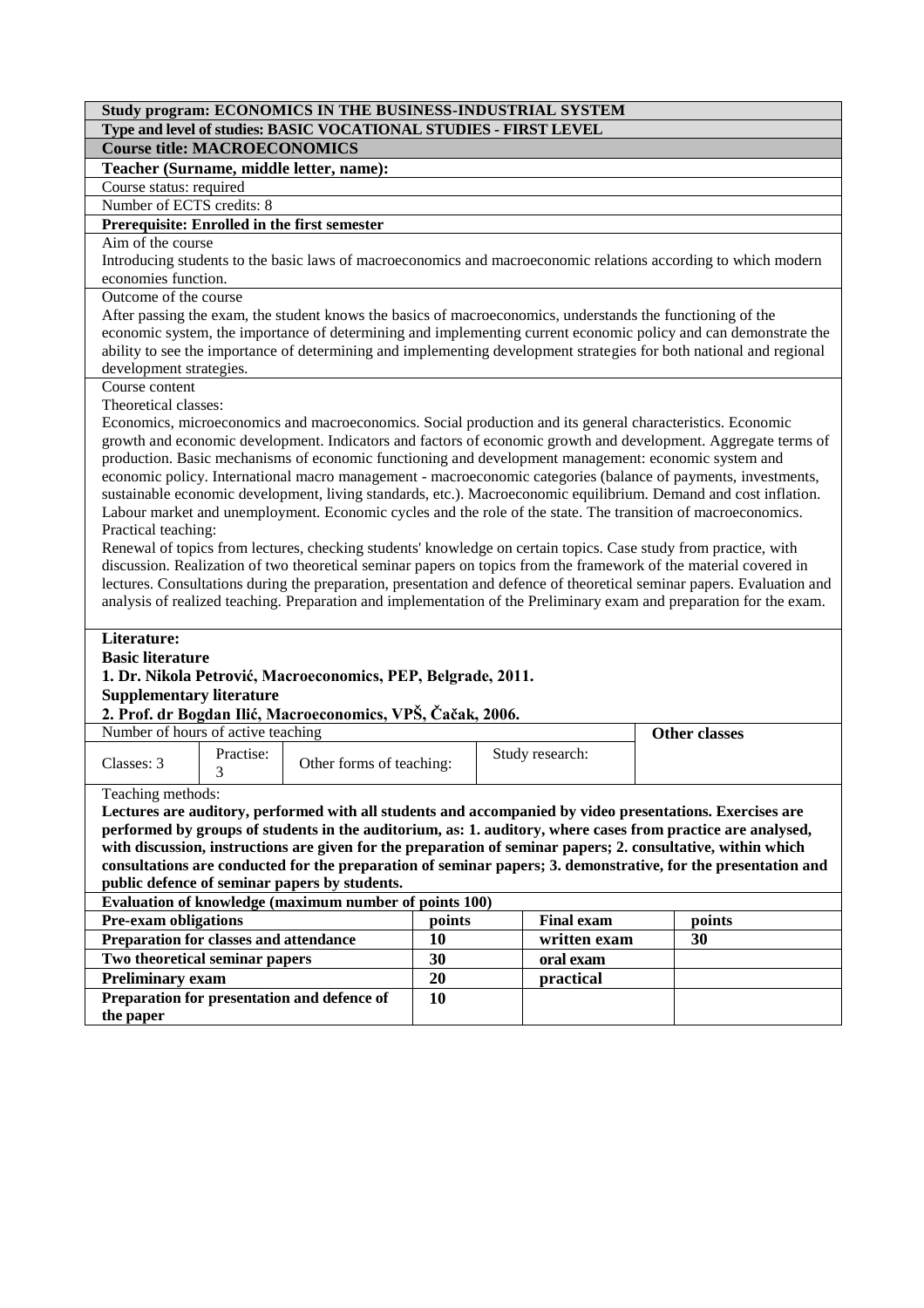**Study program: ECONOMICS IN THE BUSINESS-INDUSTRIAL SYSTEM**

**Type and level of studies: BASIC VOCATIONAL STUDIES - FIRST LEVEL**

**Course title: MACROECONOMICS**

**Teacher (Surname, middle letter, name):**

Course status: required

Number of ECTS credits: 8

**Prerequisite: Enrolled in the first semester**

Aim of the course

Introducing students to the basic laws of macroeconomics and macroeconomic relations according to which modern economies function.

Outcome of the course

After passing the exam, the student knows the basics of macroeconomics, understands the functioning of the economic system, the importance of determining and implementing current economic policy and can demonstrate the ability to see the importance of determining and implementing development strategies for both national and regional development strategies.

Course content

Theoretical classes:

Economics, microeconomics and macroeconomics. Social production and its general characteristics. Economic growth and economic development. Indicators and factors of economic growth and development. Aggregate terms of production. Basic mechanisms of economic functioning and development management: economic system and economic policy. International macro management - macroeconomic categories (balance of payments, investments, sustainable economic development, living standards, etc.). Macroeconomic equilibrium. Demand and cost inflation. Labour market and unemployment. Economic cycles and the role of the state. The transition of macroeconomics.

Practical teaching:

Renewal of topics from lectures, checking students' knowledge on certain topics. Case study from practice, with discussion. Realization of two theoretical seminar papers on topics from the framework of the material covered in lectures. Consultations during the preparation, presentation and defence of theoretical seminar papers. Evaluation and analysis of realized teaching. Preparation and implementation of the Preliminary exam and preparation for the exam.

**Literature:**

**Basic literature**

**1. Dr. Nikola Petrović, Macroeconomics, PEP, Belgrade, 2011.**

**Supplementary literature**

**2. Prof. dr Bogdan Ilić, Macroeconomics, VPŠ, Čačak, 2006.**

| Number of hours of active teaching | | | | **Other classes** |
|---|---|---|---|---|
| Classes: 3 | Practise: 3 | Other forms of teaching: | Study research: | |

Teaching methods:

**Lectures are auditory, performed with all students and accompanied by video presentations. Exercises are performed by groups of students in the auditorium, as: 1. auditory, where cases from practice are analysed, with discussion, instructions are given for the preparation of seminar papers; 2. consultative, within which consultations are conducted for the preparation of seminar papers; 3. demonstrative, for the presentation and public defence of seminar papers by students.**

**Evaluation of knowledge (maximum number of points 100)**

| **Pre-exam obligations** | **points** | **Final exam** | **points** |
|---|---|---|---|
| **Preparation for classes and attendance** | **10** | **written exam** | **30** |
| **Two theoretical seminar papers** | **30** | **oral exam** | |
| **Preliminary exam** | **20** | **practical** | |
| **Preparation for presentation and defence of the paper** | **10** | | |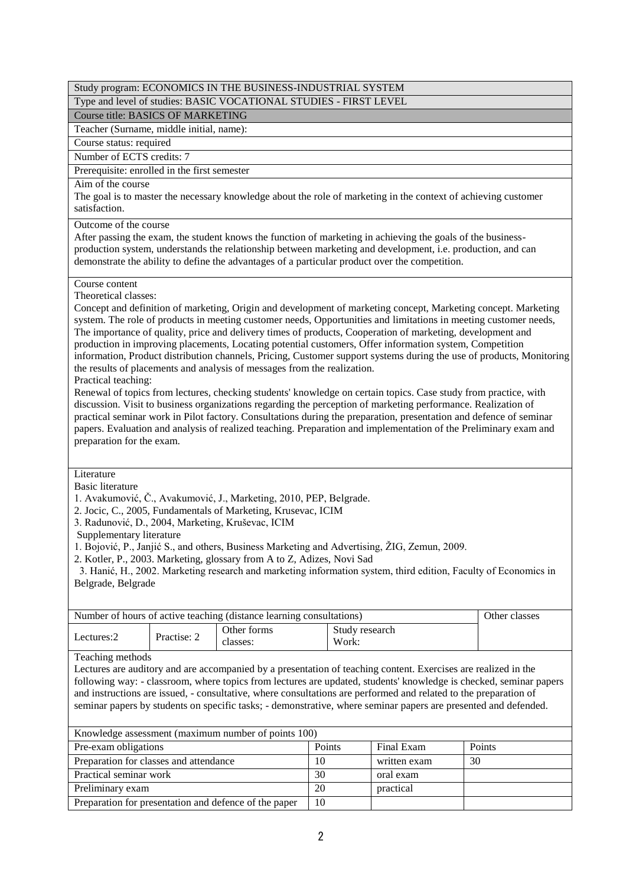Study program: ECONOMICS IN THE BUSINESS-INDUSTRIAL SYSTEM

Type and level of studies: BASIC VOCATIONAL STUDIES - FIRST LEVEL

Course title: BASICS OF MARKETING

Teacher (Surname, middle initial, name):

Course status: required

Number of ECTS credits: 7

Prerequisite: enrolled in the first semester

Aim of the course

The goal is to master the necessary knowledge about the role of marketing in the context of achieving customer satisfaction.

Outcome of the course

After passing the exam, the student knows the function of marketing in achieving the goals of the business-production system, understands the relationship between marketing and development, i.e. production, and can demonstrate the ability to define the advantages of a particular product over the competition.

Course content

Theoretical classes:

Concept and definition of marketing, Origin and development of marketing concept, Marketing concept. Marketing system. The role of products in meeting customer needs, Opportunities and limitations in meeting customer needs, The importance of quality, price and delivery times of products, Cooperation of marketing, development and production in improving placements, Locating potential customers, Offer information system, Competition information, Product distribution channels, Pricing, Customer support systems during the use of products, Monitoring the results of placements and analysis of messages from the realization.

Practical teaching:

Renewal of topics from lectures, checking students' knowledge on certain topics. Case study from practice, with discussion. Visit to business organizations regarding the perception of marketing performance. Realization of practical seminar work in Pilot factory. Consultations during the preparation, presentation and defence of seminar papers. Evaluation and analysis of realized teaching. Preparation and implementation of the Preliminary exam and preparation for the exam.

Literature

Basic literature

1. Avakumović, Č., Avakumović, J., Marketing, 2010, PEP, Belgrade.
2. Jocic, C., 2005, Fundamentals of Marketing, Krusevac, ICIM
3. Radunović, D., 2004, Marketing, Kruševac, ICIM

Supplementary literature

1. Bojović, P., Janjić S., and others, Business Marketing and Advertising, ŽIG, Zemun, 2009.
2. Kotler, P., 2003. Marketing, glossary from A to Z, Adizes, Novi Sad
3. Hanić, H., 2002. Marketing research and marketing information system, third edition, Faculty of Economics in Belgrade, Belgrade

| Number of hours of active teaching (distance learning consultations) | | | | Other classes |
|---|---|---|---|---|
| Lectures:2 | Practise: 2 | Other forms classes: | Study research Work: | |

Teaching methods

Lectures are auditory and are accompanied by a presentation of teaching content. Exercises are realized in the following way: - classroom, where topics from lectures are updated, students' knowledge is checked, seminar papers and instructions are issued, - consultative, where consultations are performed and related to the preparation of seminar papers by students on specific tasks; - demonstrative, where seminar papers are presented and defended.

| Knowledge assessment (maximum number of points 100) | | | |
|---|---|---|---|
| Pre-exam obligations | Points | Final Exam | Points |
| Preparation for classes and attendance | 10 | written exam | 30 |
| Practical seminar work | 30 | oral exam | |
| Preliminary exam | 20 | practical | |
| Preparation for presentation and defence of the paper | 10 | | |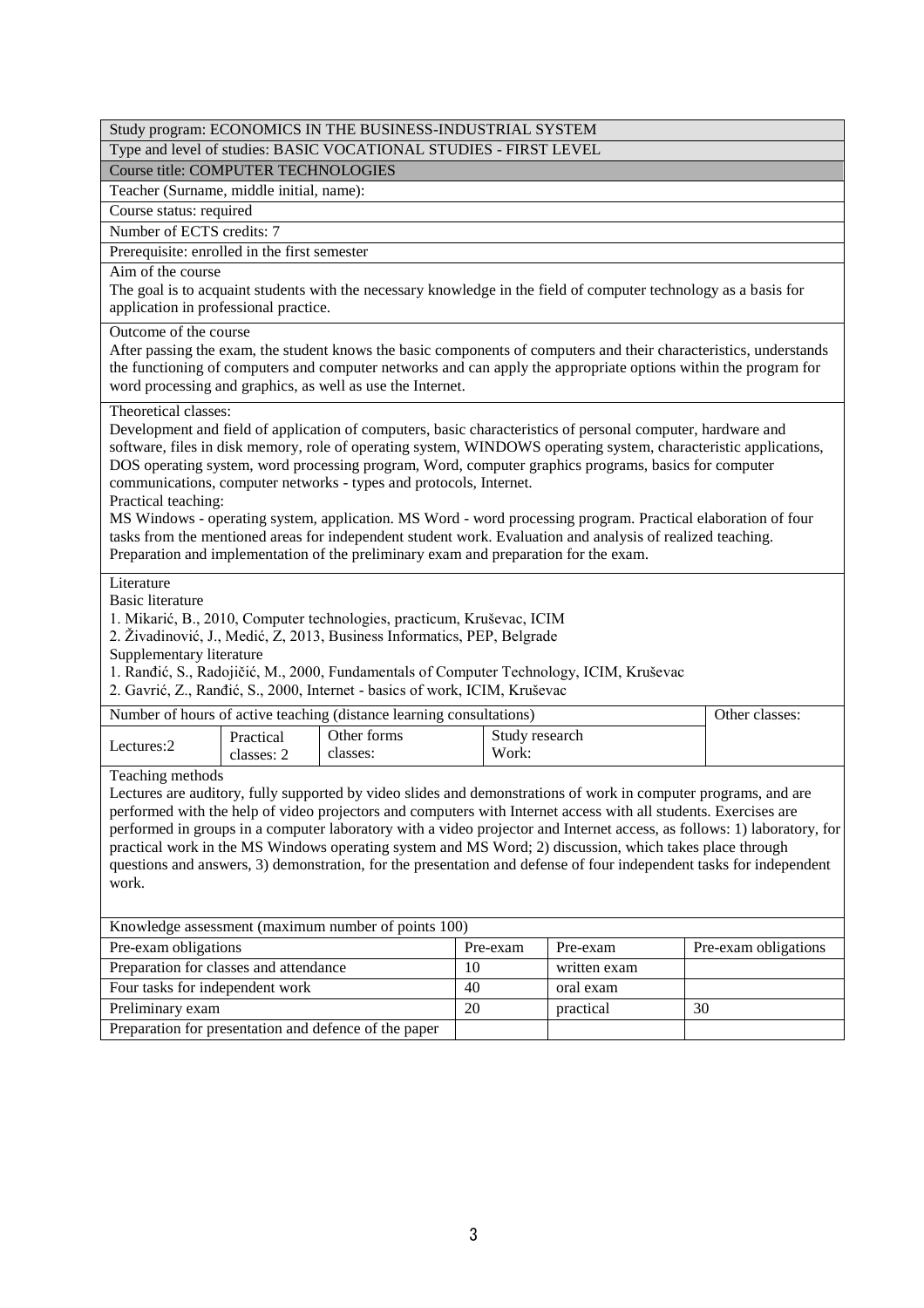Study program: ECONOMICS IN THE BUSINESS-INDUSTRIAL SYSTEM

Type and level of studies: BASIC VOCATIONAL STUDIES - FIRST LEVEL

Course title: COMPUTER TECHNOLOGIES

Teacher (Surname, middle initial, name):

Course status: required

Number of ECTS credits: 7

Prerequisite: enrolled in the first semester

Aim of the course

The goal is to acquaint students with the necessary knowledge in the field of computer technology as a basis for application in professional practice.

Outcome of the course

After passing the exam, the student knows the basic components of computers and their characteristics, understands the functioning of computers and computer networks and can apply the appropriate options within the program for word processing and graphics, as well as use the Internet.

Theoretical classes:

Development and field of application of computers, basic characteristics of personal computer, hardware and software, files in disk memory, role of operating system, WINDOWS operating system, characteristic applications, DOS operating system, word processing program, Word, computer graphics programs, basics for computer communications, computer networks - types and protocols, Internet.

Practical teaching:

MS Windows - operating system, application. MS Word - word processing program. Practical elaboration of four tasks from the mentioned areas for independent student work. Evaluation and analysis of realized teaching. Preparation and implementation of the preliminary exam and preparation for the exam.

Literature

Basic literature

1. Mikarić, B., 2010, Computer technologies, practicum, Kruševac, ICIM
2. Živadinović, J., Medić, Z, 2013, Business Informatics, PEP, Belgrade

Supplementary literature

1. Ranđić, S., Radojičić, M., 2000, Fundamentals of Computer Technology, ICIM, Kruševac
2. Gavrić, Z., Ranđić, S., 2000, Internet - basics of work, ICIM, Kruševac

| Number of hours of active teaching (distance learning consultations) | | | | Other classes: |
|---|---|---|---|---|
| Lectures:2 | Practical classes: 2 | Other forms classes: | Study research Work: | |

Teaching methods

Lectures are auditory, fully supported by video slides and demonstrations of work in computer programs, and are performed with the help of video projectors and computers with Internet access with all students. Exercises are performed in groups in a computer laboratory with a video projector and Internet access, as follows: 1) laboratory, for practical work in the MS Windows operating system and MS Word; 2) discussion, which takes place through questions and answers, 3) demonstration, for the presentation and defense of four independent tasks for independent work.

| Knowledge assessment (maximum number of points 100) | | | |
|---|---|---|---|
| Pre-exam obligations | Pre-exam | Pre-exam | Pre-exam obligations |
| Preparation for classes and attendance | 10 | written exam | |
| Four tasks for independent work | 40 | oral exam | |
| Preliminary exam | 20 | practical | 30 |
| Preparation for presentation and defence of the paper | | | |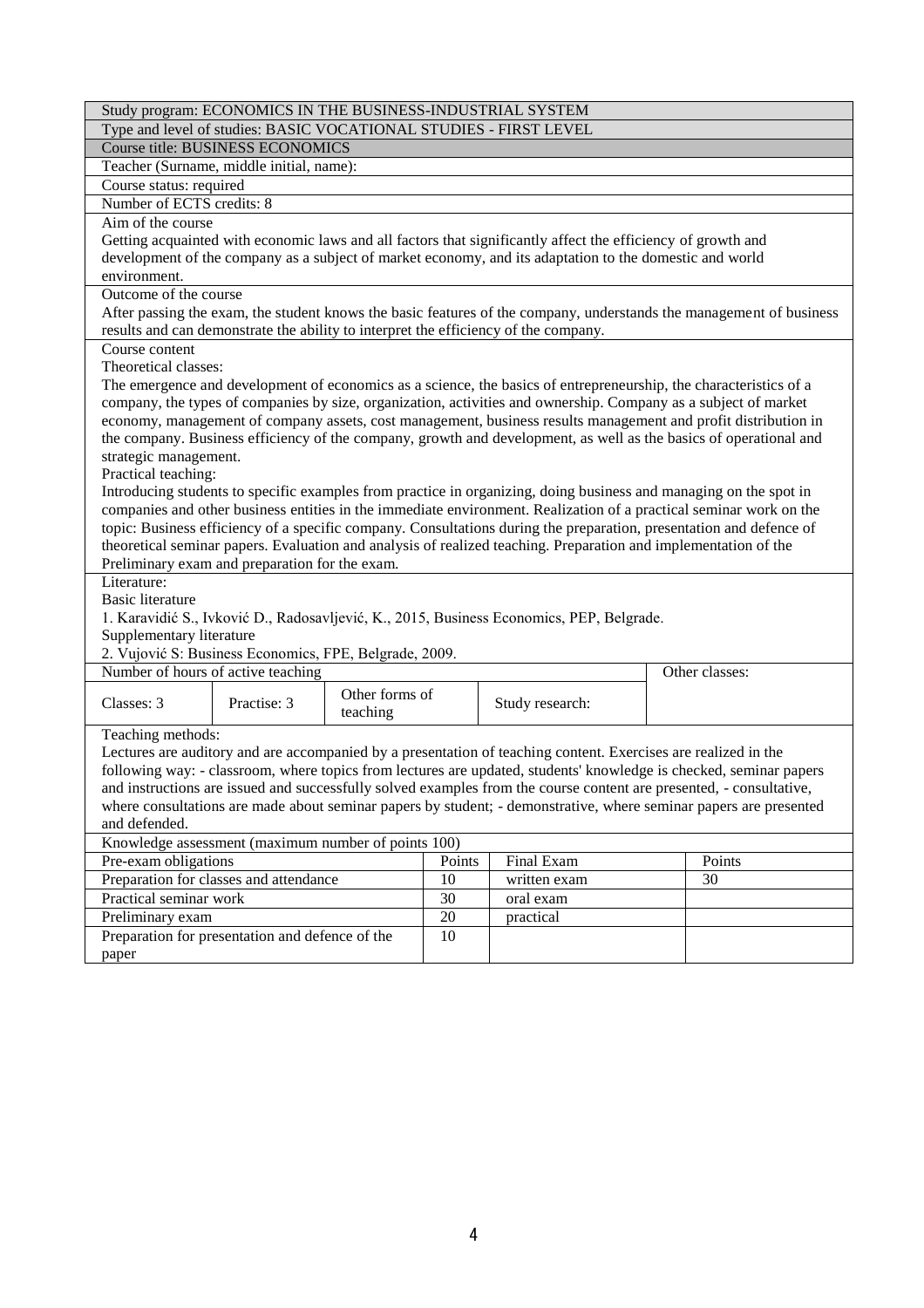Study program: ECONOMICS IN THE BUSINESS-INDUSTRIAL SYSTEM

Type and level of studies: BASIC VOCATIONAL STUDIES - FIRST LEVEL

Course title: BUSINESS ECONOMICS

Teacher (Surname, middle initial, name):

Course status: required

Number of ECTS credits: 8

Aim of the course

Getting acquainted with economic laws and all factors that significantly affect the efficiency of growth and development of the company as a subject of market economy, and its adaptation to the domestic and world environment.

Outcome of the course

After passing the exam, the student knows the basic features of the company, understands the management of business results and can demonstrate the ability to interpret the efficiency of the company.

Course content

Theoretical classes:

The emergence and development of economics as a science, the basics of entrepreneurship, the characteristics of a company, the types of companies by size, organization, activities and ownership. Company as a subject of market economy, management of company assets, cost management, business results management and profit distribution in the company. Business efficiency of the company, growth and development, as well as the basics of operational and strategic management.

Practical teaching:

Introducing students to specific examples from practice in organizing, doing business and managing on the spot in companies and other business entities in the immediate environment. Realization of a practical seminar work on the topic: Business efficiency of a specific company. Consultations during the preparation, presentation and defence of theoretical seminar papers. Evaluation and analysis of realized teaching. Preparation and implementation of the Preliminary exam and preparation for the exam.

Literature:

Basic literature

1. Karavidić S., Ivković D., Radosavljević, K., 2015, Business Economics, PEP, Belgrade.

Supplementary literature

2. Vujović S: Business Economics, FPE, Belgrade, 2009.

| Number of hours of active teaching | | | | Other classes: |
|---|---|---|---|---|
| Classes: 3 | Practise: 3 | Other forms of teaching | Study research: | |

Teaching methods:

Lectures are auditory and are accompanied by a presentation of teaching content. Exercises are realized in the following way: - classroom, where topics from lectures are updated, students' knowledge is checked, seminar papers and instructions are issued and successfully solved examples from the course content are presented, - consultative, where consultations are made about seminar papers by student; - demonstrative, where seminar papers are presented and defended.

| Knowledge assessment (maximum number of points 100) | | | |
|---|---|---|---|
| Pre-exam obligations | Points | Final Exam | Points |
| Preparation for classes and attendance | 10 | written exam | 30 |
| Practical seminar work | 30 | oral exam | |
| Preliminary exam | 20 | practical | |
| Preparation for presentation and defence of the paper | 10 | | |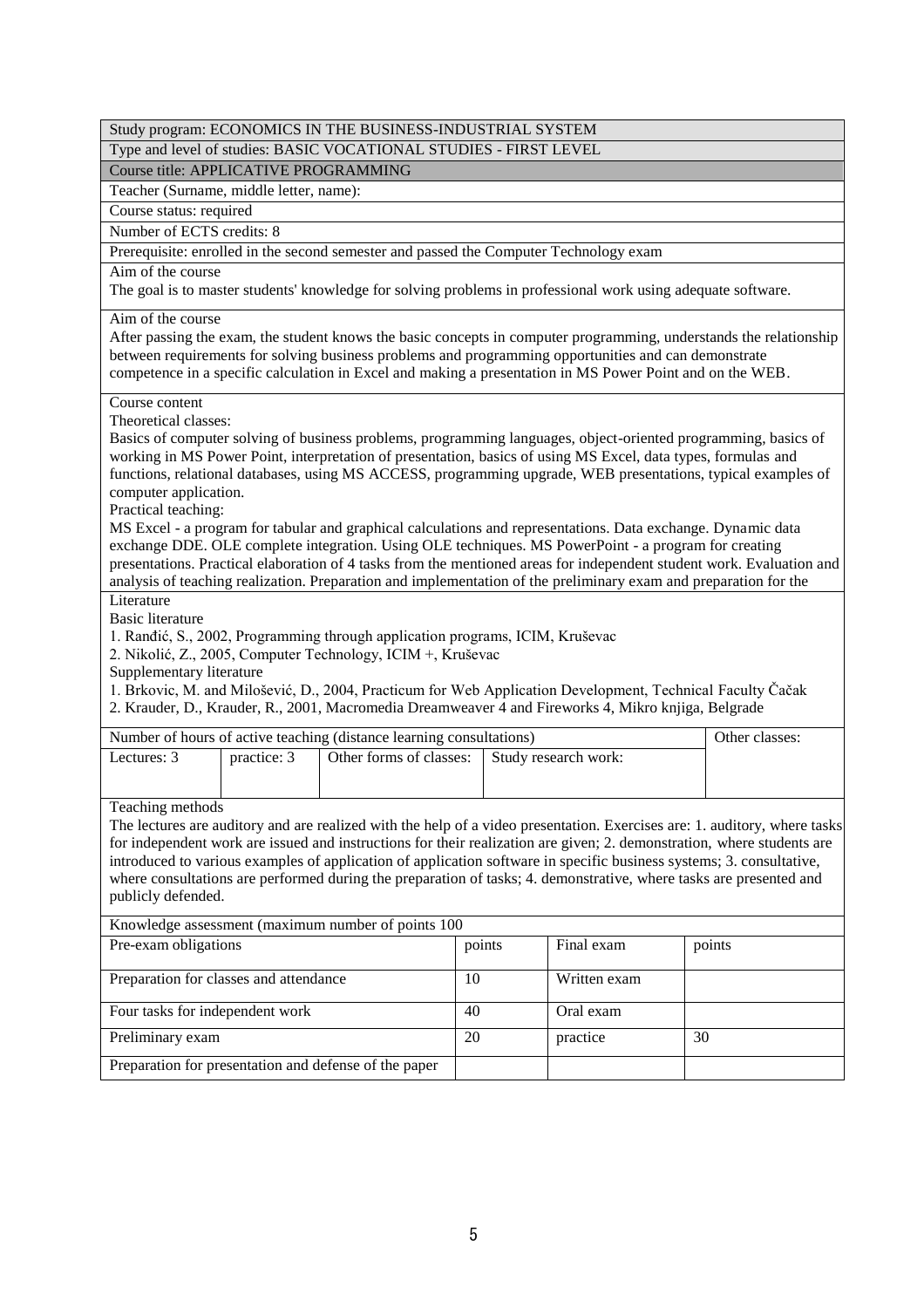Study program: ECONOMICS IN THE BUSINESS-INDUSTRIAL SYSTEM

Type and level of studies: BASIC VOCATIONAL STUDIES - FIRST LEVEL

Course title: APPLICATIVE PROGRAMMING

Teacher (Surname, middle letter, name):

Course status: required

Number of ECTS credits: 8

Prerequisite: enrolled in the second semester and passed the Computer Technology exam

Aim of the course

The goal is to master students' knowledge for solving problems in professional work using adequate software.

Aim of the course

After passing the exam, the student knows the basic concepts in computer programming, understands the relationship between requirements for solving business problems and programming opportunities and can demonstrate competence in a specific calculation in Excel and making a presentation in MS Power Point and on the WEB.

Course content

Theoretical classes:

Basics of computer solving of business problems, programming languages, object-oriented programming, basics of working in MS Power Point, interpretation of presentation, basics of using MS Excel, data types, formulas and functions, relational databases, using MS ACCESS, programming upgrade, WEB presentations, typical examples of computer application.

Practical teaching:

MS Excel - a program for tabular and graphical calculations and representations. Data exchange. Dynamic data exchange DDE. OLE complete integration. Using OLE techniques. MS PowerPoint - a program for creating presentations. Practical elaboration of 4 tasks from the mentioned areas for independent student work. Evaluation and analysis of teaching realization. Preparation and implementation of the preliminary exam and preparation for the

Literature

Basic literature

1. Ranđić, S., 2002, Programming through application programs, ICIM, Kruševac
2. Nikolić, Z., 2005, Computer Technology, ICIM +, Kruševac

Supplementary literature

1. Brkovic, M. and Milošević, D., 2004, Practicum for Web Application Development, Technical Faculty Čačak
2. Krauder, D., Krauder, R., 2001, Macromedia Dreamweaver 4 and Fireworks 4, Mikro knjiga, Belgrade

| Number of hours of active teaching (distance learning consultations) | | | | Other classes: |
|---|---|---|---|---|
| Lectures: 3 | practice: 3 | Other forms of classes: | Study research work: | |

Teaching methods

The lectures are auditory and are realized with the help of a video presentation. Exercises are: 1. auditory, where tasks for independent work are issued and instructions for their realization are given; 2. demonstration, where students are introduced to various examples of application of application software in specific business systems; 3. consultative, where consultations are performed during the preparation of tasks; 4. demonstrative, where tasks are presented and publicly defended.

| Knowledge assessment (maximum number of points 100 | | | |
|---|---|---|---|
| Pre-exam obligations | points | Final exam | points |
| Preparation for classes and attendance | 10 | Written exam | |
| Four tasks for independent work | 40 | Oral exam | |
| Preliminary exam | 20 | practice | 30 |
| Preparation for presentation and defense of the paper | | | |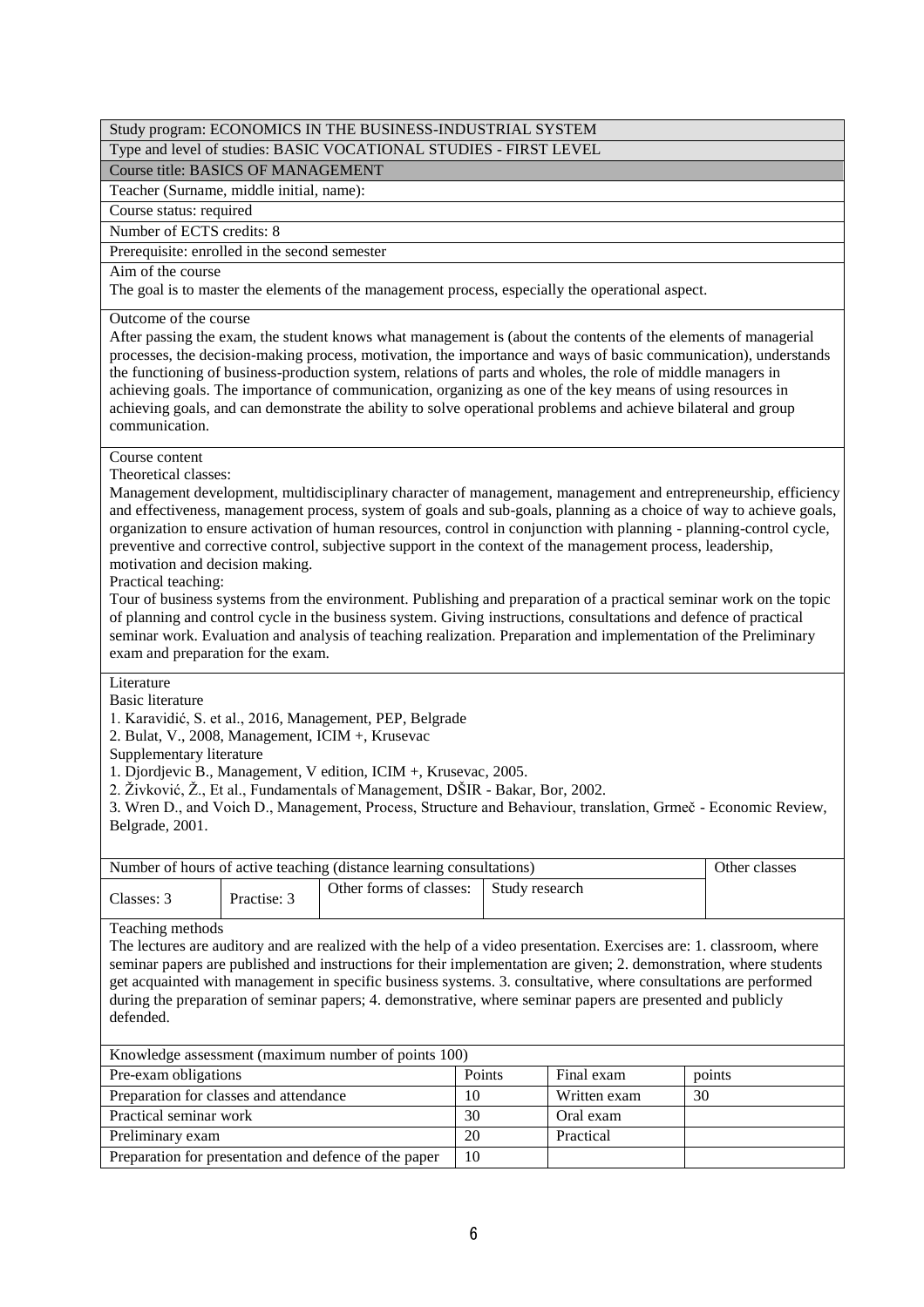Study program: ECONOMICS IN THE BUSINESS-INDUSTRIAL SYSTEM

Type and level of studies: BASIC VOCATIONAL STUDIES - FIRST LEVEL

Course title: BASICS OF MANAGEMENT

Teacher (Surname, middle initial, name):

Course status: required

Number of ECTS credits: 8

Prerequisite: enrolled in the second semester

Aim of the course

The goal is to master the elements of the management process, especially the operational aspect.

Outcome of the course

After passing the exam, the student knows what management is (about the contents of the elements of managerial processes, the decision-making process, motivation, the importance and ways of basic communication), understands the functioning of business-production system, relations of parts and wholes, the role of middle managers in achieving goals. The importance of communication, organizing as one of the key means of using resources in achieving goals, and can demonstrate the ability to solve operational problems and achieve bilateral and group communication.

Course content

Theoretical classes:

Management development, multidisciplinary character of management, management and entrepreneurship, efficiency and effectiveness, management process, system of goals and sub-goals, planning as a choice of way to achieve goals, organization to ensure activation of human resources, control in conjunction with planning - planning-control cycle, preventive and corrective control, subjective support in the context of the management process, leadership, motivation and decision making.

Practical teaching:

Tour of business systems from the environment. Publishing and preparation of a practical seminar work on the topic of planning and control cycle in the business system. Giving instructions, consultations and defence of practical seminar work. Evaluation and analysis of teaching realization. Preparation and implementation of the Preliminary exam and preparation for the exam.

Literature

Basic literature

1. Karavidić, S. et al., 2016, Management, PEP, Belgrade
2. Bulat, V., 2008, Management, ICIM +, Krusevac

Supplementary literature

1. Djordjevic B., Management, V edition, ICIM +, Krusevac, 2005.
2. Živković, Ž., Et al., Fundamentals of Management, DŠIR - Bakar, Bor, 2002.
3. Wren D., and Voich D., Management, Process, Structure and Behaviour, translation, Grmeč - Economic Review, Belgrade, 2001.

| Number of hours of active teaching (distance learning consultations) | | | | Other classes |
|---|---|---|---|---|
| Classes: 3 | Practise: 3 | Other forms of classes: | Study research | |

Teaching methods

The lectures are auditory and are realized with the help of a video presentation. Exercises are: 1. classroom, where seminar papers are published and instructions for their implementation are given; 2. demonstration, where students get acquainted with management in specific business systems. 3. consultative, where consultations are performed during the preparation of seminar papers; 4. demonstrative, where seminar papers are presented and publicly defended.

| Knowledge assessment (maximum number of points 100) | | | |
|---|---|---|---|
| Pre-exam obligations | Points | Final exam | points |
| Preparation for classes and attendance | 10 | Written exam | 30 |
| Practical seminar work | 30 | Oral exam | |
| Preliminary exam | 20 | Practical | |
| Preparation for presentation and defence of the paper | 10 | | |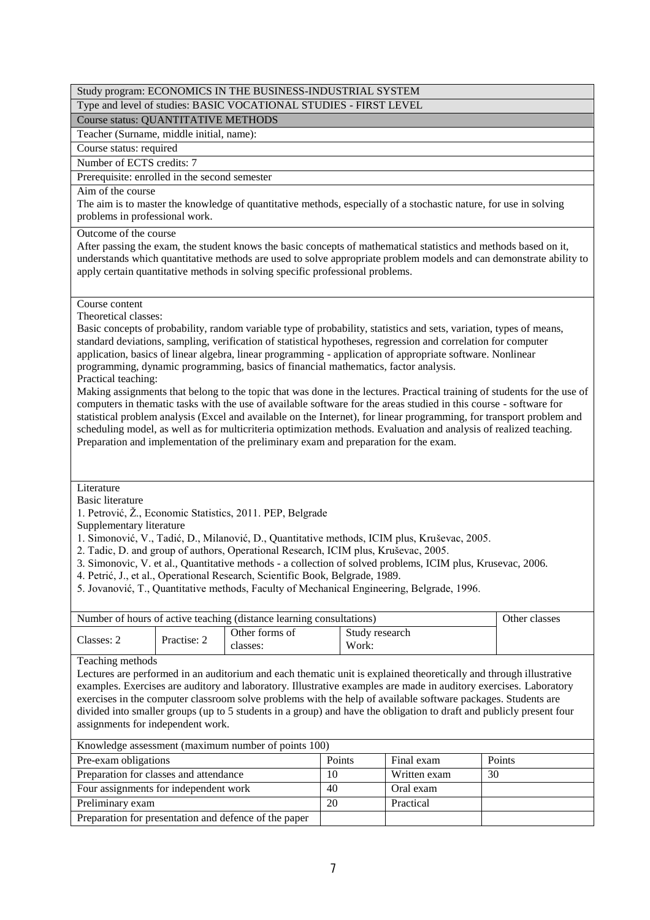Study program: ECONOMICS IN THE BUSINESS-INDUSTRIAL SYSTEM

Type and level of studies: BASIC VOCATIONAL STUDIES - FIRST LEVEL

Course status: QUANTITATIVE METHODS

Teacher (Surname, middle initial, name):

Course status: required

Number of ECTS credits: 7

Prerequisite: enrolled in the second semester

Aim of the course

The aim is to master the knowledge of quantitative methods, especially of a stochastic nature, for use in solving problems in professional work.

Outcome of the course

After passing the exam, the student knows the basic concepts of mathematical statistics and methods based on it, understands which quantitative methods are used to solve appropriate problem models and can demonstrate ability to apply certain quantitative methods in solving specific professional problems.

Course content

Theoretical classes:

Basic concepts of probability, random variable type of probability, statistics and sets, variation, types of means, standard deviations, sampling, verification of statistical hypotheses, regression and correlation for computer application, basics of linear algebra, linear programming - application of appropriate software. Nonlinear programming, dynamic programming, basics of financial mathematics, factor analysis.

Practical teaching:

Making assignments that belong to the topic that was done in the lectures. Practical training of students for the use of computers in thematic tasks with the use of available software for the areas studied in this course - software for statistical problem analysis (Excel and available on the Internet), for linear programming, for transport problem and scheduling model, as well as for multicriteria optimization methods. Evaluation and analysis of realized teaching. Preparation and implementation of the preliminary exam and preparation for the exam.

Literature

Basic literature

1. Petrović, Ž., Economic Statistics, 2011. PEP, Belgrade

Supplementary literature

1. Simonović, V., Tadić, D., Milanović, D., Quantitative methods, ICIM plus, Kruševac, 2005.
2. Tadic, D. and group of authors, Operational Research, ICIM plus, Kruševac, 2005.
3. Simonovic, V. et al., Quantitative methods - a collection of solved problems, ICIM plus, Krusevac, 2006.
4. Petrić, J., et al., Operational Research, Scientific Book, Belgrade, 1989.
5. Jovanović, T., Quantitative methods, Faculty of Mechanical Engineering, Belgrade, 1996.

| Number of hours of active teaching (distance learning consultations) | | | | Other classes |
|---|---|---|---|---|
| Classes: 2 | Practise: 2 | Other forms of classes: | Study research Work: | |

Teaching methods

Lectures are performed in an auditorium and each thematic unit is explained theoretically and through illustrative examples. Exercises are auditory and laboratory. Illustrative examples are made in auditory exercises. Laboratory exercises in the computer classroom solve problems with the help of available software packages. Students are divided into smaller groups (up to 5 students in a group) and have the obligation to draft and publicly present four assignments for independent work.

| Knowledge assessment (maximum number of points 100) | | | |
|---|---|---|---|
| Pre-exam obligations | Points | Final exam | Points |
| Preparation for classes and attendance | 10 | Written exam | 30 |
| Four assignments for independent work | 40 | Oral exam | |
| Preliminary exam | 20 | Practical | |
| Preparation for presentation and defence of the paper | | | |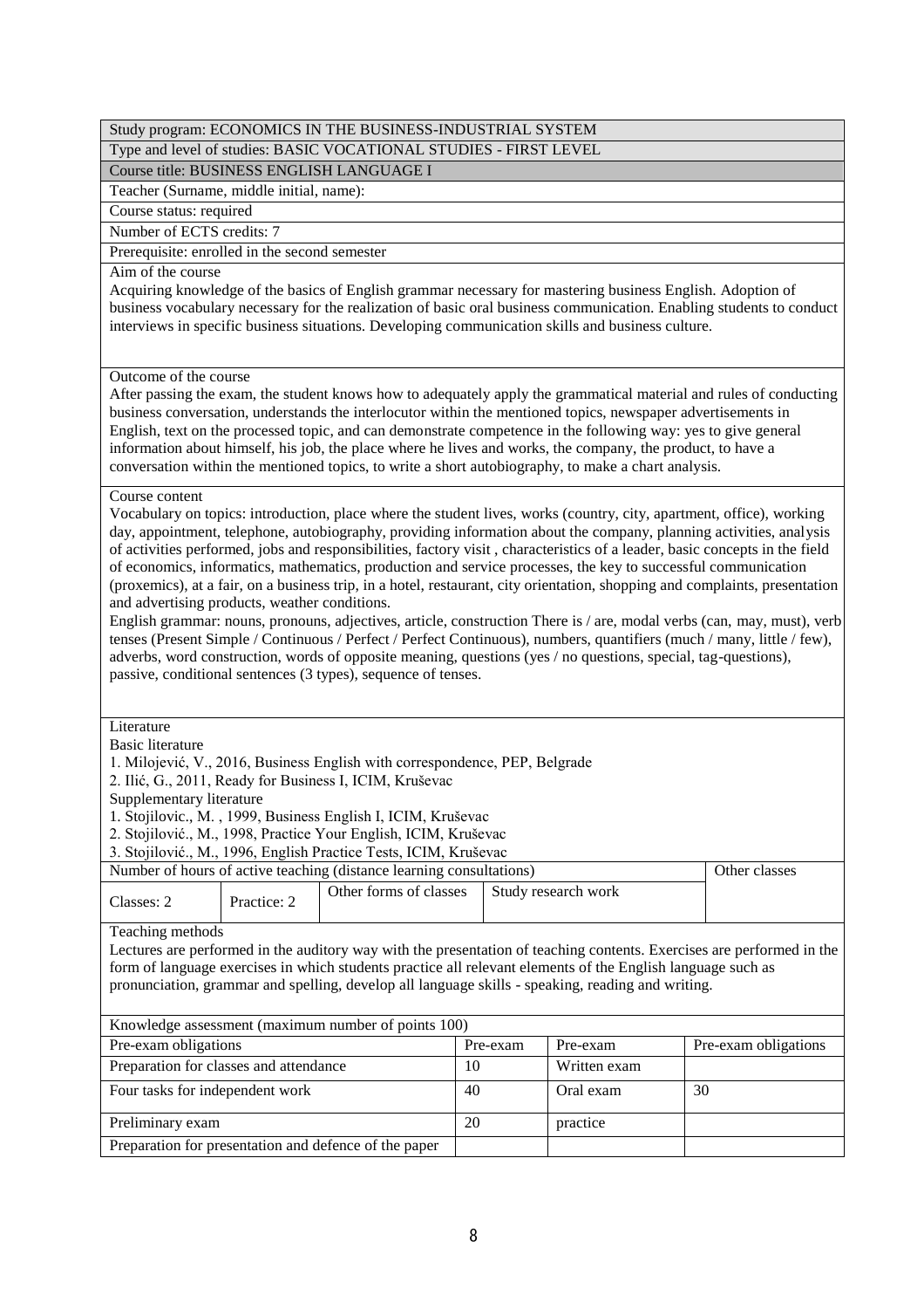Study program: ECONOMICS IN THE BUSINESS-INDUSTRIAL SYSTEM

Type and level of studies: BASIC VOCATIONAL STUDIES - FIRST LEVEL

Course title: BUSINESS ENGLISH LANGUAGE I

Teacher (Surname, middle initial, name):

Course status: required

Number of ECTS credits: 7

Prerequisite: enrolled in the second semester

Aim of the course

Acquiring knowledge of the basics of English grammar necessary for mastering business English. Adoption of business vocabulary necessary for the realization of basic oral business communication. Enabling students to conduct interviews in specific business situations. Developing communication skills and business culture.

Outcome of the course

After passing the exam, the student knows how to adequately apply the grammatical material and rules of conducting business conversation, understands the interlocutor within the mentioned topics, newspaper advertisements in English, text on the processed topic, and can demonstrate competence in the following way: yes to give general information about himself, his job, the place where he lives and works, the company, the product, to have a conversation within the mentioned topics, to write a short autobiography, to make a chart analysis.

Course content

Vocabulary on topics: introduction, place where the student lives, works (country, city, apartment, office), working day, appointment, telephone, autobiography, providing information about the company, planning activities, analysis of activities performed, jobs and responsibilities, factory visit , characteristics of a leader, basic concepts in the field of economics, informatics, mathematics, production and service processes, the key to successful communication (proxemics), at a fair, on a business trip, in a hotel, restaurant, city orientation, shopping and complaints, presentation and advertising products, weather conditions.

English grammar: nouns, pronouns, adjectives, article, construction There is / are, modal verbs (can, may, must), verb tenses (Present Simple / Continuous / Perfect / Perfect Continuous), numbers, quantifiers (much / many, little / few), adverbs, word construction, words of opposite meaning, questions (yes / no questions, special, tag-questions), passive, conditional sentences (3 types), sequence of tenses.

Literature

Basic literature

1. Milojević, V., 2016, Business English with correspondence, PEP, Belgrade
2. Ilić, G., 2011, Ready for Business I, ICIM, Kruševac

Supplementary literature

1. Stojilovic., M. , 1999, Business English I, ICIM, Kruševac
2. Stojilović., M., 1998, Practice Your English, ICIM, Kruševac
3. Stojilović., M., 1996, English Practice Tests, ICIM, Kruševac

| Number of hours of active teaching (distance learning consultations) | | | | Other classes |
|---|---|---|---|---|
| Classes: 2 | Practice: 2 | Other forms of classes | Study research work | |

Teaching methods

Lectures are performed in the auditory way with the presentation of teaching contents. Exercises are performed in the form of language exercises in which students practice all relevant elements of the English language such as pronunciation, grammar and spelling, develop all language skills - speaking, reading and writing.

| Knowledge assessment (maximum number of points 100) | | | |
|---|---|---|---|
| Pre-exam obligations | Pre-exam | Pre-exam | Pre-exam obligations |
| Preparation for classes and attendance | 10 | Written exam | |
| Four tasks for independent work | 40 | Oral exam | 30 |
| Preliminary exam | 20 | practice | |
| Preparation for presentation and defence of the paper | | | |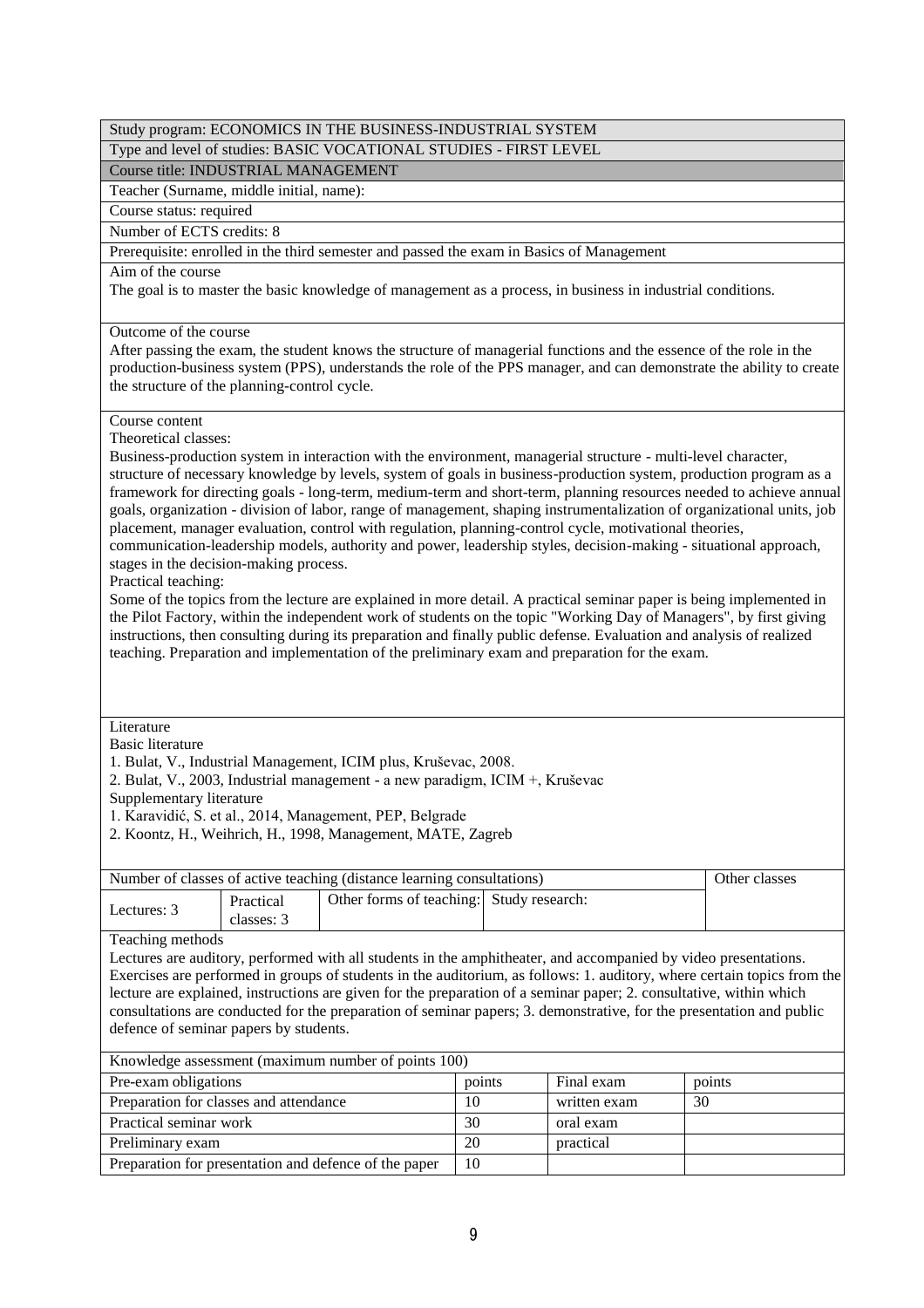Study program: ECONOMICS IN THE BUSINESS-INDUSTRIAL SYSTEM

Type and level of studies: BASIC VOCATIONAL STUDIES - FIRST LEVEL

Course title: INDUSTRIAL MANAGEMENT

Teacher (Surname, middle initial, name):

Course status: required

Number of ECTS credits: 8

Prerequisite: enrolled in the third semester and passed the exam in Basics of Management

Aim of the course

The goal is to master the basic knowledge of management as a process, in business in industrial conditions.

Outcome of the course

After passing the exam, the student knows the structure of managerial functions and the essence of the role in the production-business system (PPS), understands the role of the PPS manager, and can demonstrate the ability to create the structure of the planning-control cycle.

Course content

Theoretical classes:

Business-production system in interaction with the environment, managerial structure - multi-level character, structure of necessary knowledge by levels, system of goals in business-production system, production program as a framework for directing goals - long-term, medium-term and short-term, planning resources needed to achieve annual goals, organization - division of labor, range of management, shaping instrumentalization of organizational units, job placement, manager evaluation, control with regulation, planning-control cycle, motivational theories, communication-leadership models, authority and power, leadership styles, decision-making - situational approach, stages in the decision-making process.

Practical teaching:

Some of the topics from the lecture are explained in more detail. A practical seminar paper is being implemented in the Pilot Factory, within the independent work of students on the topic "Working Day of Managers", by first giving instructions, then consulting during its preparation and finally public defense. Evaluation and analysis of realized teaching. Preparation and implementation of the preliminary exam and preparation for the exam.

Literature

Basic literature

1. Bulat, V., Industrial Management, ICIM plus, Kruševac, 2008.
2. Bulat, V., 2003, Industrial management - a new paradigm, ICIM +, Kruševac

Supplementary literature

1. Karavidić, S. et al., 2014, Management, PEP, Belgrade
2. Koontz, H., Weihrich, H., 1998, Management, MATE, Zagreb

| Number of classes of active teaching (distance learning consultations) | | | | Other classes |
|---|---|---|---|---|
| Lectures: 3 | Practical classes: 3 | Other forms of teaching: | Study research: | |

Teaching methods

Lectures are auditory, performed with all students in the amphitheater, and accompanied by video presentations. Exercises are performed in groups of students in the auditorium, as follows: 1. auditory, where certain topics from the lecture are explained, instructions are given for the preparation of a seminar paper; 2. consultative, within which consultations are conducted for the preparation of seminar papers; 3. demonstrative, for the presentation and public defence of seminar papers by students.

| Knowledge assessment (maximum number of points 100) | | | |
|---|---|---|---|
| Pre-exam obligations | points | Final exam | points |
| Preparation for classes and attendance | 10 | written exam | 30 |
| Practical seminar work | 30 | oral exam | |
| Preliminary exam | 20 | practical | |
| Preparation for presentation and defence of the paper | 10 | | |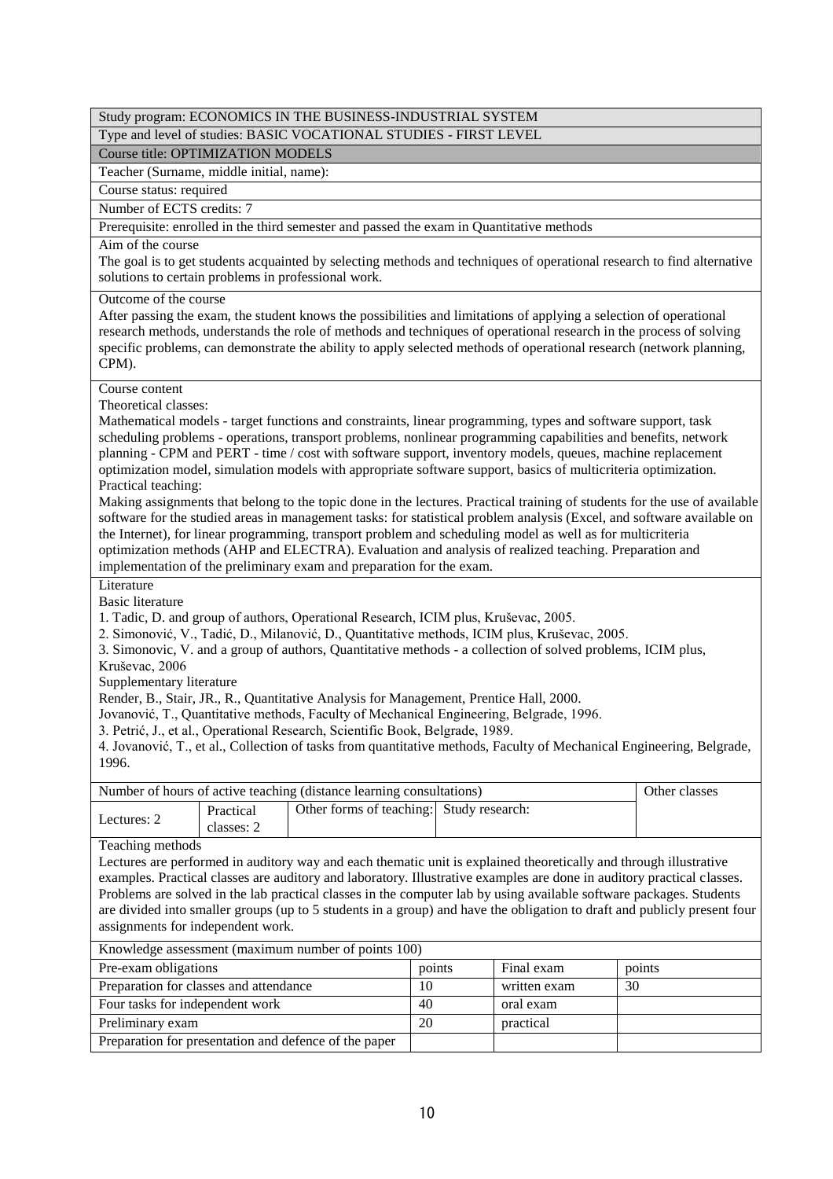Study program: ECONOMICS IN THE BUSINESS-INDUSTRIAL SYSTEM

Type and level of studies: BASIC VOCATIONAL STUDIES - FIRST LEVEL

Course title: OPTIMIZATION MODELS

Teacher (Surname, middle initial, name):

Course status: required

Number of ECTS credits: 7

Prerequisite: enrolled in the third semester and passed the exam in Quantitative methods

Aim of the course

The goal is to get students acquainted by selecting methods and techniques of operational research to find alternative solutions to certain problems in professional work.

Outcome of the course

After passing the exam, the student knows the possibilities and limitations of applying a selection of operational research methods, understands the role of methods and techniques of operational research in the process of solving specific problems, can demonstrate the ability to apply selected methods of operational research (network planning, CPM).

Course content

Theoretical classes:

Mathematical models - target functions and constraints, linear programming, types and software support, task scheduling problems - operations, transport problems, nonlinear programming capabilities and benefits, network planning - CPM and PERT - time / cost with software support, inventory models, queues, machine replacement optimization model, simulation models with appropriate software support, basics of multicriteria optimization.

Practical teaching:

Making assignments that belong to the topic done in the lectures. Practical training of students for the use of available software for the studied areas in management tasks: for statistical problem analysis (Excel, and software available on the Internet), for linear programming, transport problem and scheduling model as well as for multicriteria optimization methods (AHP and ELECTRA). Evaluation and analysis of realized teaching. Preparation and implementation of the preliminary exam and preparation for the exam.

Literature

Basic literature

1. Tadic, D. and group of authors, Operational Research, ICIM plus, Kruševac, 2005.
2. Simonović, V., Tadić, D., Milanović, D., Quantitative methods, ICIM plus, Kruševac, 2005.
3. Simonovic, V. and a group of authors, Quantitative methods - a collection of solved problems, ICIM plus, Kruševac, 2006

Supplementary literature

Render, B., Stair, JR., R., Quantitative Analysis for Management, Prentice Hall, 2000.

Jovanović, T., Quantitative methods, Faculty of Mechanical Engineering, Belgrade, 1996.

3. Petrić, J., et al., Operational Research, Scientific Book, Belgrade, 1989.

4. Jovanović, T., et al., Collection of tasks from quantitative methods, Faculty of Mechanical Engineering, Belgrade, 1996.

| Number of hours of active teaching (distance learning consultations) | | | | Other classes |
|---|---|---|---|---|
| Lectures: 2 | Practical classes: 2 | Other forms of teaching: | Study research: | |

Teaching methods

Lectures are performed in auditory way and each thematic unit is explained theoretically and through illustrative examples. Practical classes are auditory and laboratory. Illustrative examples are done in auditory practical classes. Problems are solved in the lab practical classes in the computer lab by using available software packages. Students are divided into smaller groups (up to 5 students in a group) and have the obligation to draft and publicly present four assignments for independent work.

| Knowledge assessment (maximum number of points 100) | | | |
|---|---|---|---|
| Pre-exam obligations | points | Final exam | points |
| Preparation for classes and attendance | 10 | written exam | 30 |
| Four tasks for independent work | 40 | oral exam | |
| Preliminary exam | 20 | practical | |
| Preparation for presentation and defence of the paper | | | |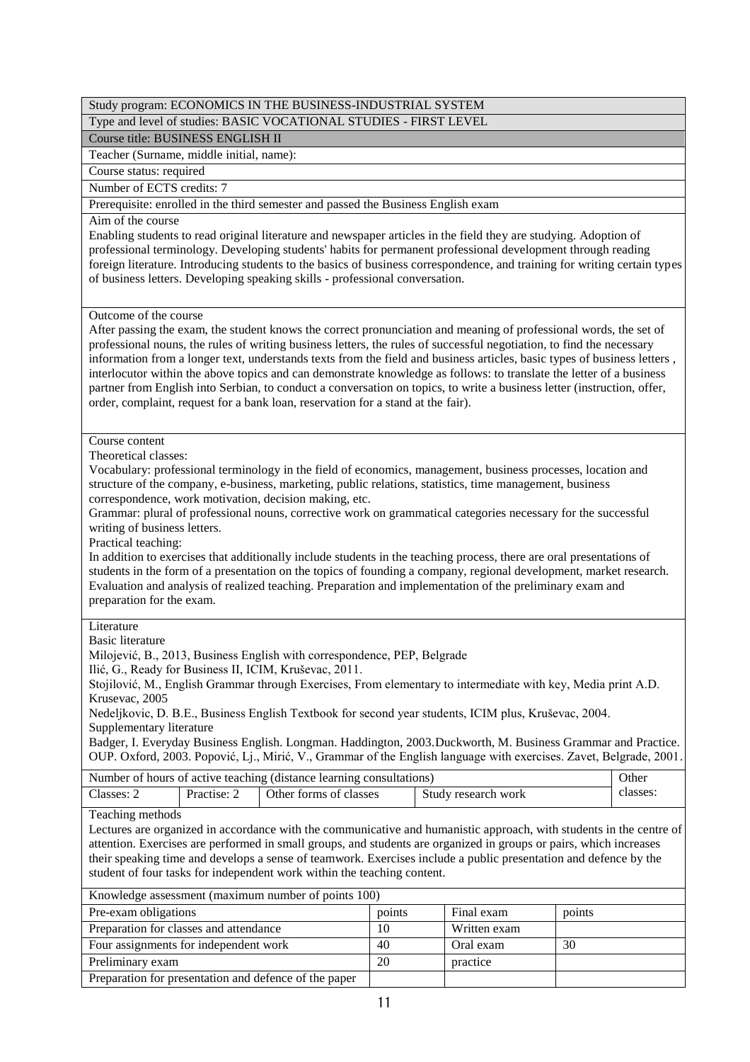Study program: ECONOMICS IN THE BUSINESS-INDUSTRIAL SYSTEM

Type and level of studies: BASIC VOCATIONAL STUDIES - FIRST LEVEL

Course title: BUSINESS ENGLISH II

Teacher (Surname, middle initial, name):

Course status: required

Number of ECTS credits: 7

Prerequisite: enrolled in the third semester and passed the Business English exam

Aim of the course

Enabling students to read original literature and newspaper articles in the field they are studying. Adoption of professional terminology. Developing students' habits for permanent professional development through reading foreign literature. Introducing students to the basics of business correspondence, and training for writing certain types of business letters. Developing speaking skills - professional conversation.

Outcome of the course

After passing the exam, the student knows the correct pronunciation and meaning of professional words, the set of professional nouns, the rules of writing business letters, the rules of successful negotiation, to find the necessary information from a longer text, understands texts from the field and business articles, basic types of business letters , interlocutor within the above topics and can demonstrate knowledge as follows: to translate the letter of a business partner from English into Serbian, to conduct a conversation on topics, to write a business letter (instruction, offer, order, complaint, request for a bank loan, reservation for a stand at the fair).

Course content

Theoretical classes:

Vocabulary: professional terminology in the field of economics, management, business processes, location and structure of the company, e-business, marketing, public relations, statistics, time management, business correspondence, work motivation, decision making, etc.

Grammar: plural of professional nouns, corrective work on grammatical categories necessary for the successful writing of business letters.

Practical teaching:

In addition to exercises that additionally include students in the teaching process, there are oral presentations of students in the form of a presentation on the topics of founding a company, regional development, market research. Evaluation and analysis of realized teaching. Preparation and implementation of the preliminary exam and preparation for the exam.

Literature

Basic literature

Milojević, B., 2013, Business English with correspondence, PEP, Belgrade

Ilić, G., Ready for Business II, ICIM, Kruševac, 2011.

Stojilović, M., English Grammar through Exercises, From elementary to intermediate with key, Media print A.D. Krusevac, 2005

Nedeljkovic, D. B.E., Business English Textbook for second year students, ICIM plus, Kruševac, 2004.

Supplementary literature

Badger, I. Everyday Business English. Longman. Haddington, 2003.Duckworth, M. Business Grammar and Practice. OUP. Oxford, 2003. Popović, Lj., Mirić, V., Grammar of the English language with exercises. Zavet, Belgrade, 2001.

| Number of hours of active teaching (distance learning consultations) | | | | Other classes: |
|---|---|---|---|---|
| Classes: 2 | Practise: 2 | Other forms of classes | Study research work | |

Teaching methods

Lectures are organized in accordance with the communicative and humanistic approach, with students in the centre of attention. Exercises are performed in small groups, and students are organized in groups or pairs, which increases their speaking time and develops a sense of teamwork. Exercises include a public presentation and defence by the student of four tasks for independent work within the teaching content.

| Knowledge assessment (maximum number of points 100) | | | |
|---|---|---|---|
| Pre-exam obligations | points | Final exam | points |
| Preparation for classes and attendance | 10 | Written exam | |
| Four assignments for independent work | 40 | Oral exam | 30 |
| Preliminary exam | 20 | practice | |
| Preparation for presentation and defence of the paper | | | |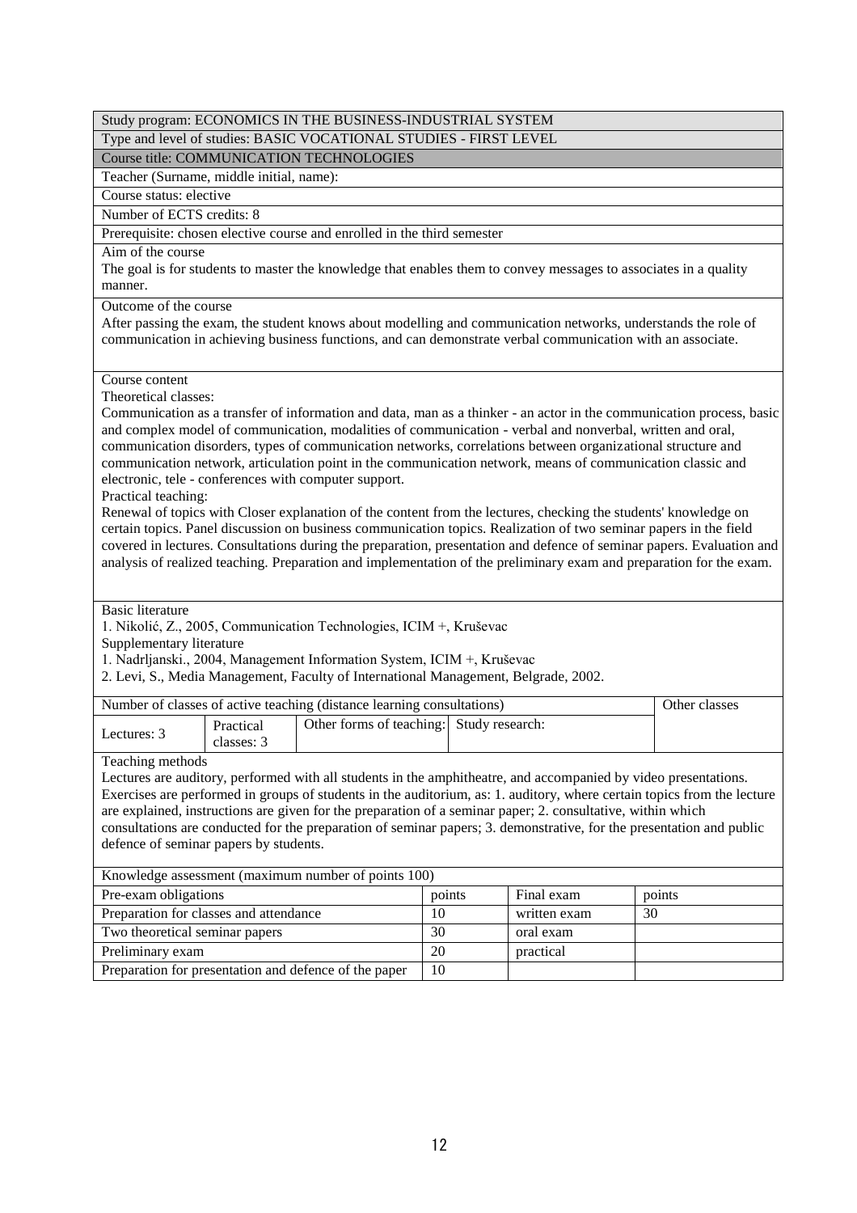Study program: ECONOMICS IN THE BUSINESS-INDUSTRIAL SYSTEM

Type and level of studies: BASIC VOCATIONAL STUDIES - FIRST LEVEL

Course title: COMMUNICATION TECHNOLOGIES

Teacher (Surname, middle initial, name):

Course status: elective

Number of ECTS credits: 8

Prerequisite: chosen elective course and enrolled in the third semester

Aim of the course

The goal is for students to master the knowledge that enables them to convey messages to associates in a quality manner.

Outcome of the course

After passing the exam, the student knows about modelling and communication networks, understands the role of communication in achieving business functions, and can demonstrate verbal communication with an associate.

Course content

Theoretical classes:

Communication as a transfer of information and data, man as a thinker - an actor in the communication process, basic and complex model of communication, modalities of communication - verbal and nonverbal, written and oral, communication disorders, types of communication networks, correlations between organizational structure and communication network, articulation point in the communication network, means of communication classic and electronic, tele - conferences with computer support.

Practical teaching:

Renewal of topics with Closer explanation of the content from the lectures, checking the students' knowledge on certain topics. Panel discussion on business communication topics. Realization of two seminar papers in the field covered in lectures. Consultations during the preparation, presentation and defence of seminar papers. Evaluation and analysis of realized teaching. Preparation and implementation of the preliminary exam and preparation for the exam.

Basic literature

1. Nikolić, Z., 2005, Communication Technologies, ICIM +, Kruševac

Supplementary literature

1. Nadrljanski., 2004, Management Information System, ICIM +, Kruševac
2. Levi, S., Media Management, Faculty of International Management, Belgrade, 2002.

| Number of classes of active teaching (distance learning consultations) | | | | Other classes |
|---|---|---|---|---|
| Lectures: 3 | Practical classes: 3 | Other forms of teaching: | Study research: | |

Teaching methods

Lectures are auditory, performed with all students in the amphitheatre, and accompanied by video presentations. Exercises are performed in groups of students in the auditorium, as: 1. auditory, where certain topics from the lecture are explained, instructions are given for the preparation of a seminar paper; 2. consultative, within which consultations are conducted for the preparation of seminar papers; 3. demonstrative, for the presentation and public defence of seminar papers by students.

| Knowledge assessment (maximum number of points 100) | | | |
|---|---|---|---|
| Pre-exam obligations | points | Final exam | points |
| Preparation for classes and attendance | 10 | written exam | 30 |
| Two theoretical seminar papers | 30 | oral exam | |
| Preliminary exam | 20 | practical | |
| Preparation for presentation and defence of the paper | 10 | | |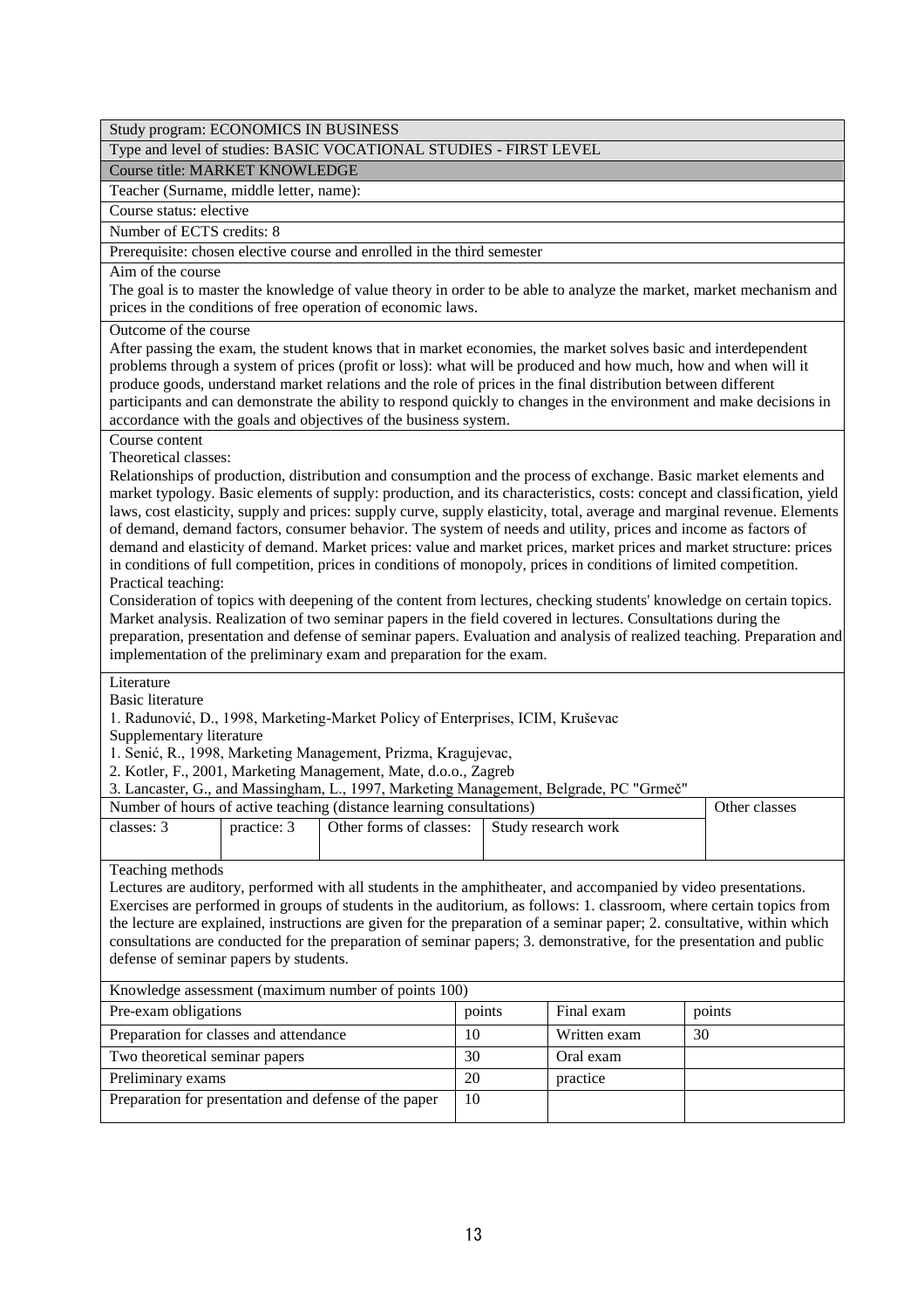Study program: ECONOMICS IN BUSINESS

Type and level of studies: BASIC VOCATIONAL STUDIES - FIRST LEVEL

Course title: MARKET KNOWLEDGE

Teacher (Surname, middle letter, name):

Course status: elective

Number of ECTS credits: 8

Prerequisite: chosen elective course and enrolled in the third semester

Aim of the course

The goal is to master the knowledge of value theory in order to be able to analyze the market, market mechanism and prices in the conditions of free operation of economic laws.

Outcome of the course

After passing the exam, the student knows that in market economies, the market solves basic and interdependent problems through a system of prices (profit or loss): what will be produced and how much, how and when will it produce goods, understand market relations and the role of prices in the final distribution between different participants and can demonstrate the ability to respond quickly to changes in the environment and make decisions in accordance with the goals and objectives of the business system.

Course content

Theoretical classes:

Relationships of production, distribution and consumption and the process of exchange. Basic market elements and market typology. Basic elements of supply: production, and its characteristics, costs: concept and classification, yield laws, cost elasticity, supply and prices: supply curve, supply elasticity, total, average and marginal revenue. Elements of demand, demand factors, consumer behavior. The system of needs and utility, prices and income as factors of demand and elasticity of demand. Market prices: value and market prices, market prices and market structure: prices in conditions of full competition, prices in conditions of monopoly, prices in conditions of limited competition.

Practical teaching:

Consideration of topics with deepening of the content from lectures, checking students' knowledge on certain topics. Market analysis. Realization of two seminar papers in the field covered in lectures. Consultations during the preparation, presentation and defense of seminar papers. Evaluation and analysis of realized teaching. Preparation and implementation of the preliminary exam and preparation for the exam.

Literature

Basic literature

1. Radunović, D., 1998, Marketing-Market Policy of Enterprises, ICIM, Kruševac

Supplementary literature

1. Senić, R., 1998, Marketing Management, Prizma, Kragujevac,
2. Kotler, F., 2001, Marketing Management, Mate, d.o.o., Zagreb
3. Lancaster, G., and Massingham, L., 1997, Marketing Management, Belgrade, PC "Grmeč"

| Number of hours of active teaching (distance learning consultations) | | | | Other classes |
|---|---|---|---|---|
| classes: 3 | practice: 3 | Other forms of classes: | Study research work | |

Teaching methods

Lectures are auditory, performed with all students in the amphitheater, and accompanied by video presentations. Exercises are performed in groups of students in the auditorium, as follows: 1. classroom, where certain topics from the lecture are explained, instructions are given for the preparation of a seminar paper; 2. consultative, within which consultations are conducted for the preparation of seminar papers; 3. demonstrative, for the presentation and public defense of seminar papers by students.

| Knowledge assessment (maximum number of points 100) | | | |
|---|---|---|---|
| Pre-exam obligations | points | Final exam | points |
| Preparation for classes and attendance | 10 | Written exam | 30 |
| Two theoretical seminar papers | 30 | Oral exam | |
| Preliminary exams | 20 | practice | |
| Preparation for presentation and defense of the paper | 10 | | |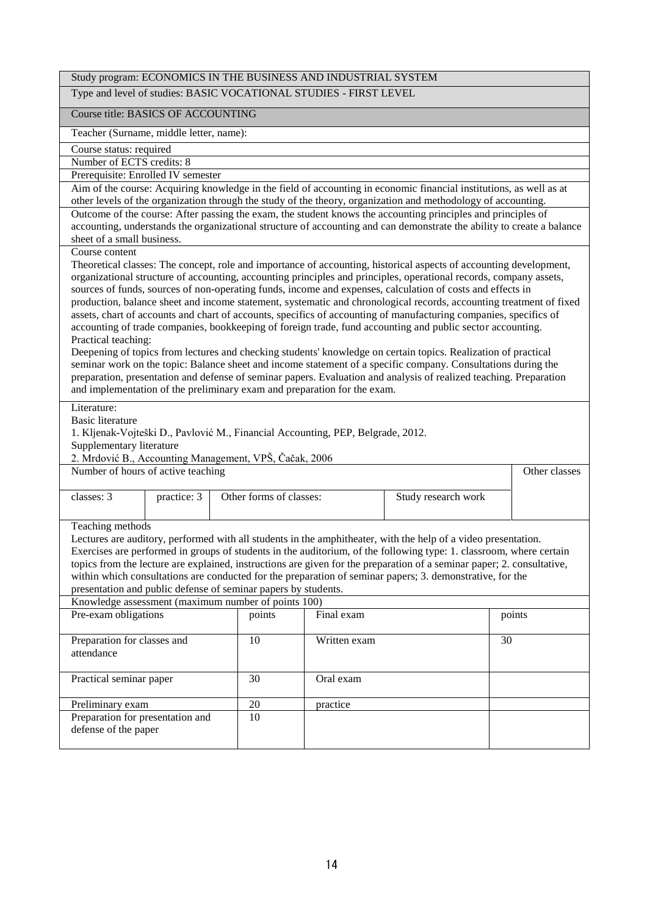Study program: ECONOMICS IN THE BUSINESS AND INDUSTRIAL SYSTEM

Type and level of studies: BASIC VOCATIONAL STUDIES - FIRST LEVEL

Course title: BASICS OF ACCOUNTING

Teacher (Surname, middle letter, name):

Course status: required

Number of ECTS credits: 8

Prerequisite: Enrolled IV semester

Aim of the course: Acquiring knowledge in the field of accounting in economic financial institutions, as well as at other levels of the organization through the study of the theory, organization and methodology of accounting.

Outcome of the course: After passing the exam, the student knows the accounting principles and principles of accounting, understands the organizational structure of accounting and can demonstrate the ability to create a balance sheet of a small business.

Course content

Theoretical classes: The concept, role and importance of accounting, historical aspects of accounting development, organizational structure of accounting, accounting principles and principles, operational records, company assets, sources of funds, sources of non-operating funds, income and expenses, calculation of costs and effects in production, balance sheet and income statement, systematic and chronological records, accounting treatment of fixed assets, chart of accounts and chart of accounts, specifics of accounting of manufacturing companies, specifics of accounting of trade companies, bookkeeping of foreign trade, fund accounting and public sector accounting.

Practical teaching:

Deepening of topics from lectures and checking students' knowledge on certain topics. Realization of practical seminar work on the topic: Balance sheet and income statement of a specific company. Consultations during the preparation, presentation and defense of seminar papers. Evaluation and analysis of realized teaching. Preparation and implementation of the preliminary exam and preparation for the exam.

Literature:

Basic literature

1. Kljenak-Vojteški D., Pavlović M., Financial Accounting, PEP, Belgrade, 2012.

Supplementary literature

2. Mrdović B., Accounting Management, VPŠ, Čačak, 2006

| Number of hours of active teaching | | | | Other classes |
|---|---|---|---|---|
| classes: 3 | practice: 3 | Other forms of classes: | Study research work | |

Teaching methods

Lectures are auditory, performed with all students in the amphitheater, with the help of a video presentation. Exercises are performed in groups of students in the auditorium, of the following type: 1. classroom, where certain topics from the lecture are explained, instructions are given for the preparation of a seminar paper; 2. consultative, within which consultations are conducted for the preparation of seminar papers; 3. demonstrative, for the presentation and public defense of seminar papers by students.

Knowledge assessment (maximum number of points 100)

| Pre-exam obligations | points | Final exam | points |
|---|---|---|---|
| Preparation for classes and attendance | 10 | Written exam | 30 |
| Practical seminar paper | 30 | Oral exam | |
| Preliminary exam | 20 | practice | |
| Preparation for presentation and defense of the paper | 10 | | |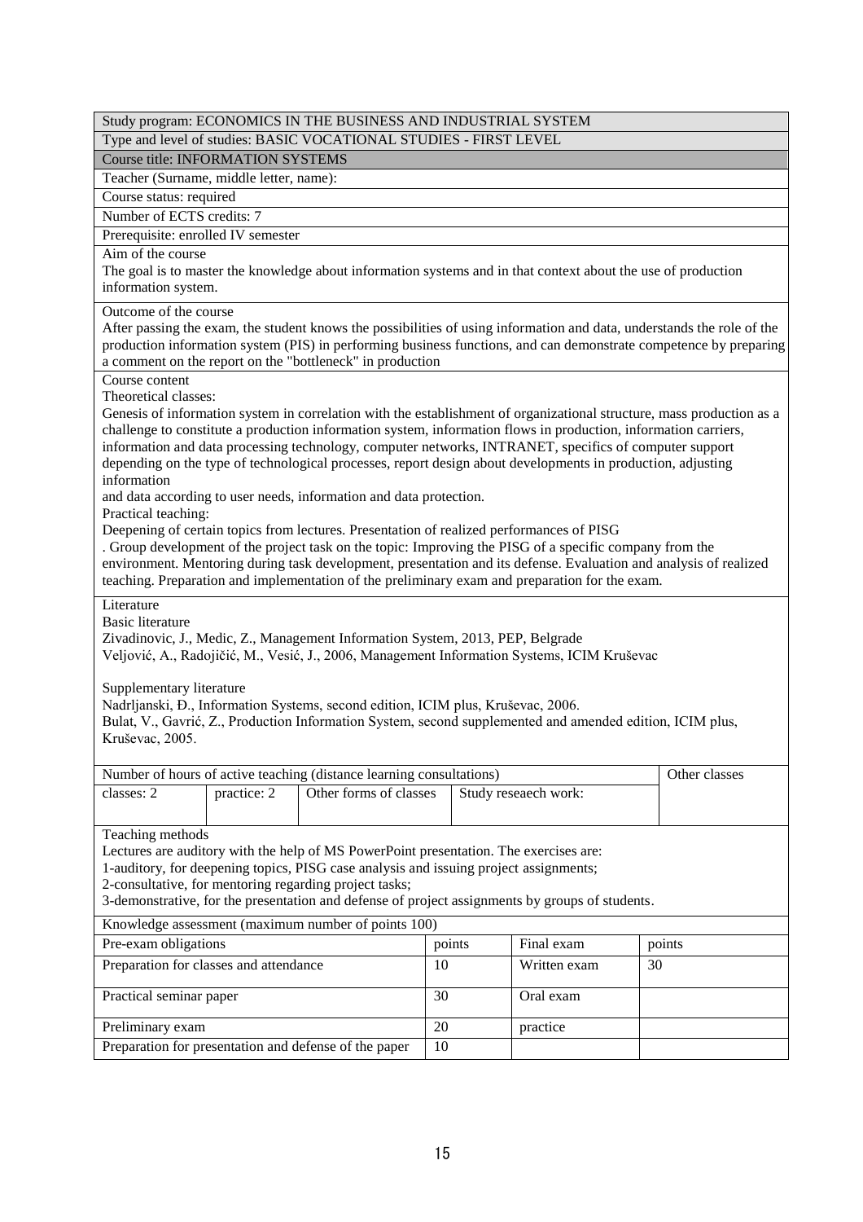Study program: ECONOMICS IN THE BUSINESS AND INDUSTRIAL SYSTEM

Type and level of studies: BASIC VOCATIONAL STUDIES - FIRST LEVEL

Course title: INFORMATION SYSTEMS

Teacher (Surname, middle letter, name):

Course status: required

Number of ECTS credits: 7

Prerequisite: enrolled IV semester

Aim of the course

The goal is to master the knowledge about information systems and in that context about the use of production information system.

Outcome of the course

After passing the exam, the student knows the possibilities of using information and data, understands the role of the production information system (PIS) in performing business functions, and can demonstrate competence by preparing a comment on the report on the "bottleneck" in production

Course content

Theoretical classes:

Genesis of information system in correlation with the establishment of organizational structure, mass production as a challenge to constitute a production information system, information flows in production, information carriers, information and data processing technology, computer networks, INTRANET, specifics of computer support depending on the type of technological processes, report design about developments in production, adjusting information

and data according to user needs, information and data protection.

Practical teaching:

Deepening of certain topics from lectures. Presentation of realized performances of PISG

. Group development of the project task on the topic: Improving the PISG of a specific company from the environment. Mentoring during task development, presentation and its defense. Evaluation and analysis of realized teaching. Preparation and implementation of the preliminary exam and preparation for the exam.

Literature

Basic literature

Zivadinovic, J., Medic, Z., Management Information System, 2013, PEP, Belgrade

Veljović, A., Radojičić, M., Vesić, J., 2006, Management Information Systems, ICIM Kruševac

Supplementary literature

Nadrljanski, Đ., Information Systems, second edition, ICIM plus, Kruševac, 2006.

Bulat, V., Gavrić, Z., Production Information System, second supplemented and amended edition, ICIM plus, Kruševac, 2005.

| Number of hours of active teaching (distance learning consultations) | | | | Other classes |
|---|---|---|---|---|
| classes: 2 | practice: 2 | Other forms of classes | Study reseaech work: | |

Teaching methods

Lectures are auditory with the help of MS PowerPoint presentation. The exercises are:

1-auditory, for deepening topics, PISG case analysis and issuing project assignments;

2-consultative, for mentoring regarding project tasks;

3-demonstrative, for the presentation and defense of project assignments by groups of students.

| Knowledge assessment (maximum number of points 100) | | | |
|---|---|---|---|
| Pre-exam obligations | points | Final exam | points |
| Preparation for classes and attendance | 10 | Written exam | 30 |
| Practical seminar paper | 30 | Oral exam | |
| Preliminary exam | 20 | practice | |
| Preparation for presentation and defense of the paper | 10 | | |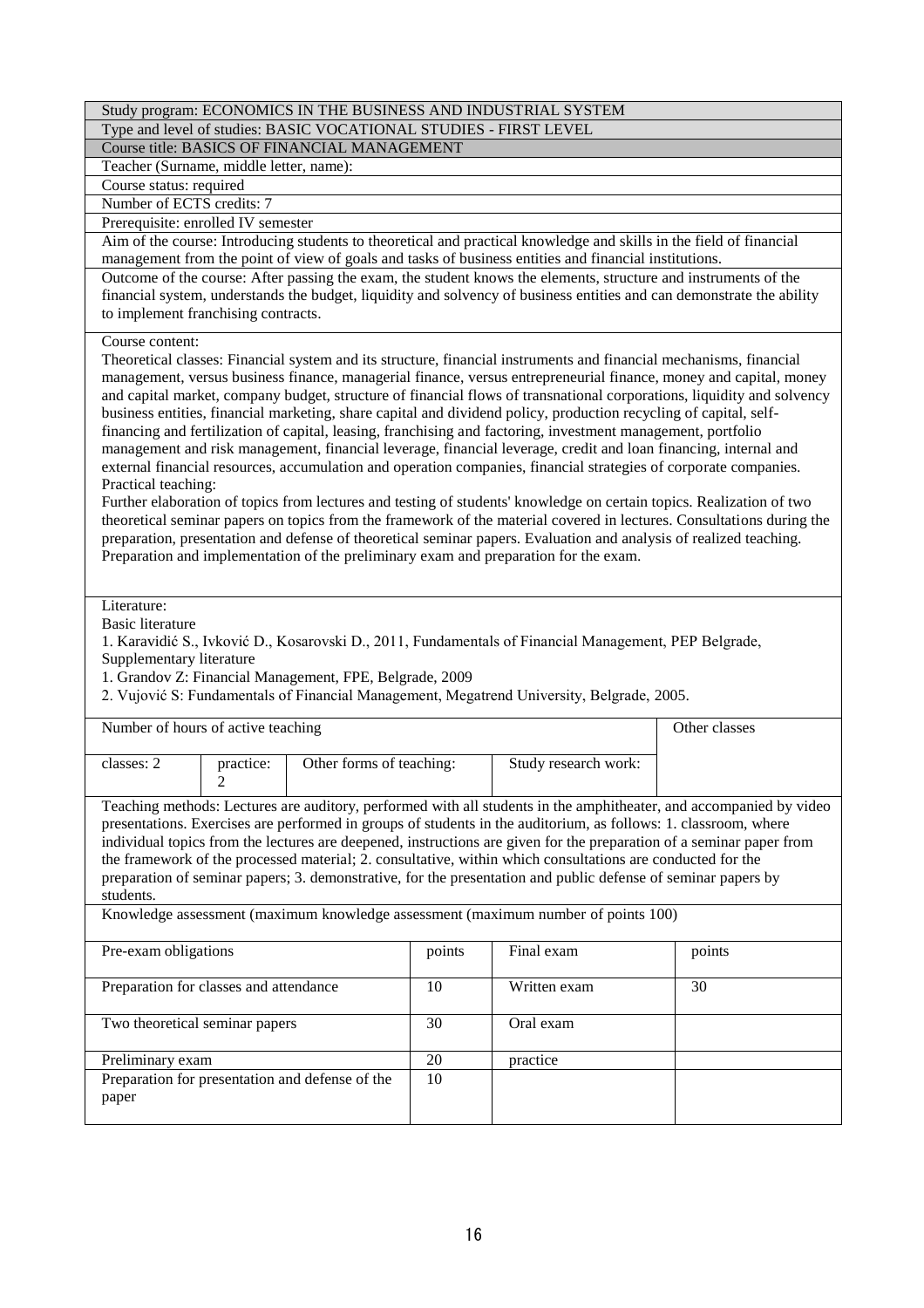Study program: ECONOMICS IN THE BUSINESS AND INDUSTRIAL SYSTEM

Type and level of studies: BASIC VOCATIONAL STUDIES - FIRST LEVEL

Course title: BASICS OF FINANCIAL MANAGEMENT

Teacher (Surname, middle letter, name):

Course status: required

Number of ECTS credits: 7

Prerequisite: enrolled IV semester

Aim of the course: Introducing students to theoretical and practical knowledge and skills in the field of financial management from the point of view of goals and tasks of business entities and financial institutions.

Outcome of the course: After passing the exam, the student knows the elements, structure and instruments of the financial system, understands the budget, liquidity and solvency of business entities and can demonstrate the ability to implement franchising contracts.

Course content:

Theoretical classes: Financial system and its structure, financial instruments and financial mechanisms, financial management, versus business finance, managerial finance, versus entrepreneurial finance, money and capital, money and capital market, company budget, structure of financial flows of transnational corporations, liquidity and solvency business entities, financial marketing, share capital and dividend policy, production recycling of capital, self-financing and fertilization of capital, leasing, franchising and factoring, investment management, portfolio management and risk management, financial leverage, financial leverage, credit and loan financing, internal and external financial resources, accumulation and operation companies, financial strategies of corporate companies.

Practical teaching:

Further elaboration of topics from lectures and testing of students' knowledge on certain topics. Realization of two theoretical seminar papers on topics from the framework of the material covered in lectures. Consultations during the preparation, presentation and defense of theoretical seminar papers. Evaluation and analysis of realized teaching. Preparation and implementation of the preliminary exam and preparation for the exam.

Literature:

Basic literature

1. Karavidić S., Ivković D., Kosarovski D., 2011, Fundamentals of Financial Management, PEP Belgrade,

Supplementary literature

1. Grandov Z: Financial Management, FPE, Belgrade, 2009
2. Vujović S: Fundamentals of Financial Management, Megatrend University, Belgrade, 2005.

| Number of hours of active teaching | | | | Other classes |
|---|---|---|---|---|
| classes: 2 | practice: 2 | Other forms of teaching: | Study research work: | |

Teaching methods: Lectures are auditory, performed with all students in the amphitheater, and accompanied by video presentations. Exercises are performed in groups of students in the auditorium, as follows: 1. classroom, where individual topics from the lectures are deepened, instructions are given for the preparation of a seminar paper from the framework of the processed material; 2. consultative, within which consultations are conducted for the preparation of seminar papers; 3. demonstrative, for the presentation and public defense of seminar papers by students.

Knowledge assessment (maximum knowledge assessment (maximum number of points 100)

| Pre-exam obligations | points | Final exam | points |
|---|---|---|---|
| Preparation for classes and attendance | 10 | Written exam | 30 |
| Two theoretical seminar papers | 30 | Oral exam | |
| Preliminary exam | 20 | practice | |
| Preparation for presentation and defense of the paper | 10 | | |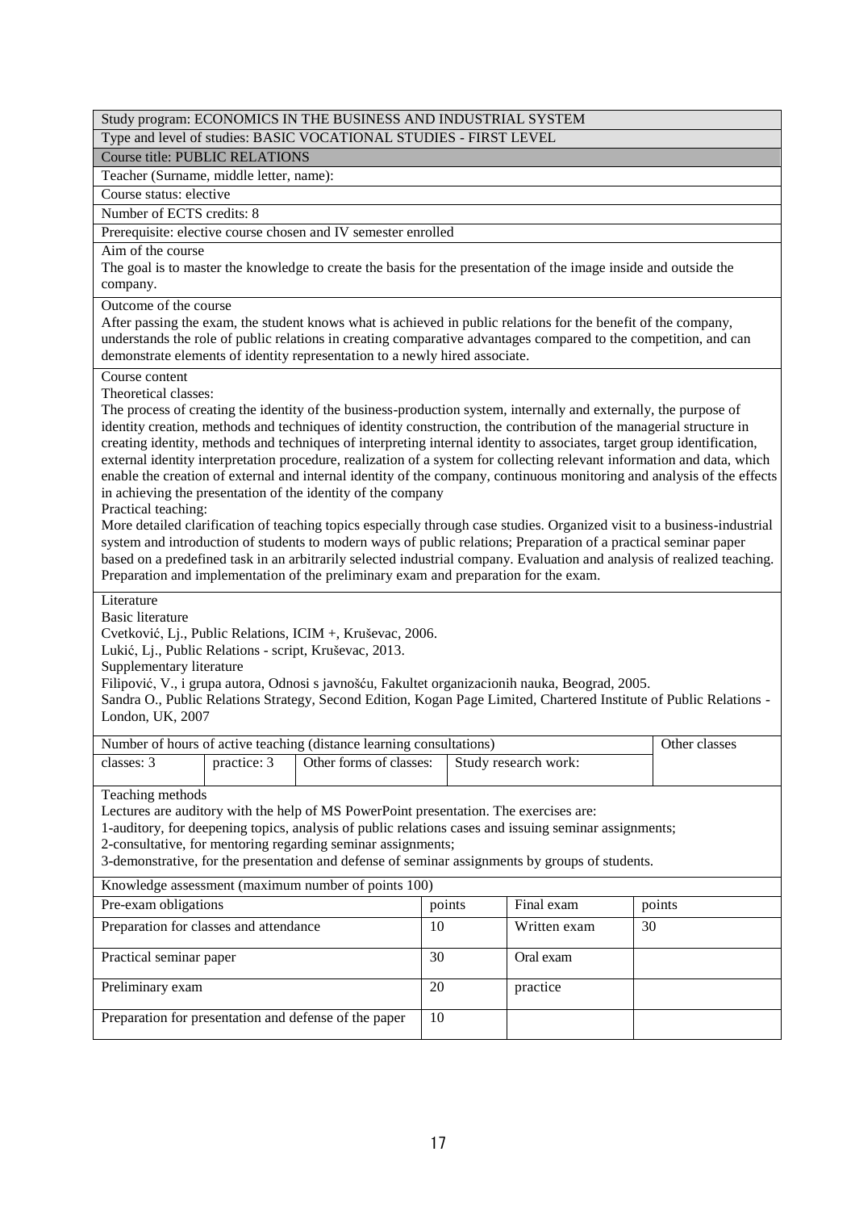Study program: ECONOMICS IN THE BUSINESS AND INDUSTRIAL SYSTEM

Type and level of studies: BASIC VOCATIONAL STUDIES - FIRST LEVEL

Course title: PUBLIC RELATIONS

Teacher (Surname, middle letter, name):

Course status: elective

Number of ECTS credits: 8

Prerequisite: elective course chosen and IV semester enrolled

Aim of the course

The goal is to master the knowledge to create the basis for the presentation of the image inside and outside the company.

Outcome of the course

After passing the exam, the student knows what is achieved in public relations for the benefit of the company, understands the role of public relations in creating comparative advantages compared to the competition, and can demonstrate elements of identity representation to a newly hired associate.

Course content

Theoretical classes:

The process of creating the identity of the business-production system, internally and externally, the purpose of identity creation, methods and techniques of identity construction, the contribution of the managerial structure in creating identity, methods and techniques of interpreting internal identity to associates, target group identification, external identity interpretation procedure, realization of a system for collecting relevant information and data, which enable the creation of external and internal identity of the company, continuous monitoring and analysis of the effects in achieving the presentation of the identity of the company

Practical teaching:

More detailed clarification of teaching topics especially through case studies. Organized visit to a business-industrial system and introduction of students to modern ways of public relations; Preparation of a practical seminar paper based on a predefined task in an arbitrarily selected industrial company. Evaluation and analysis of realized teaching. Preparation and implementation of the preliminary exam and preparation for the exam.

Literature

Basic literature

Cvetković, Lj., Public Relations, ICIM +, Kruševac, 2006.

Lukić, Lj., Public Relations - script, Kruševac, 2013.

Supplementary literature

Filipović, V., i grupa autora, Odnosi s javnošću, Fakultet organizacionih nauka, Beograd, 2005.

Sandra O., Public Relations Strategy, Second Edition, Kogan Page Limited, Chartered Institute of Public Relations - London, UK, 2007

| Number of hours of active teaching (distance learning consultations) | | | | Other classes |
|---|---|---|---|---|
| classes: 3 | practice: 3 | Other forms of classes: | Study research work: | |

Teaching methods

Lectures are auditory with the help of MS PowerPoint presentation. The exercises are:

1-auditory, for deepening topics, analysis of public relations cases and issuing seminar assignments;

2-consultative, for mentoring regarding seminar assignments;

3-demonstrative, for the presentation and defense of seminar assignments by groups of students.

Knowledge assessment (maximum number of points 100)

| Pre-exam obligations | points | Final exam | points |
|---|---|---|---|
| Preparation for classes and attendance | 10 | Written exam | 30 |
| Practical seminar paper | 30 | Oral exam | |
| Preliminary exam | 20 | practice | |
| Preparation for presentation and defense of the paper | 10 | | |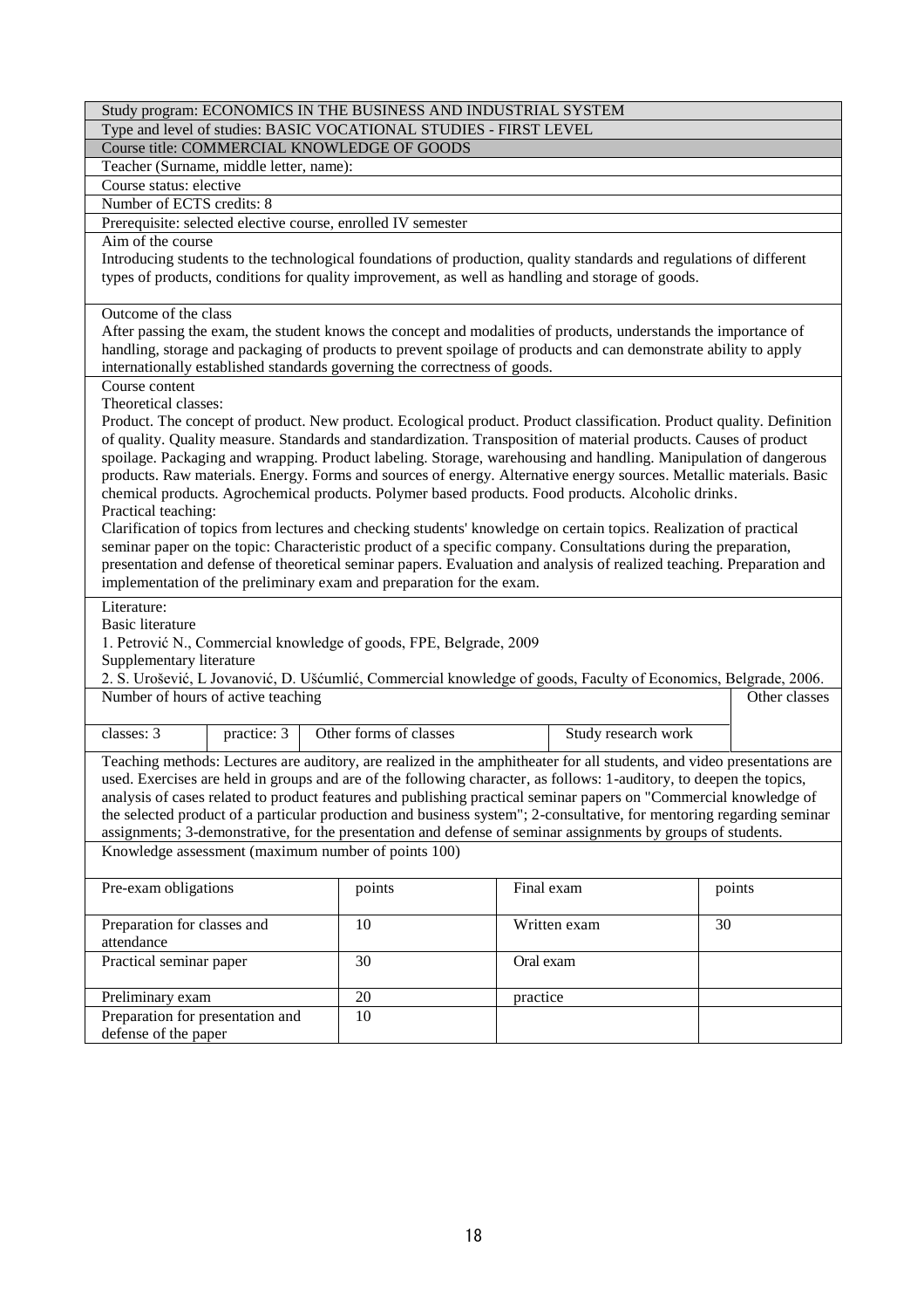Study program: ECONOMICS IN THE BUSINESS AND INDUSTRIAL SYSTEM

Type and level of studies: BASIC VOCATIONAL STUDIES - FIRST LEVEL

Course title: COMMERCIAL KNOWLEDGE OF GOODS

Teacher (Surname, middle letter, name):

Course status: elective

Number of ECTS credits: 8

Prerequisite: selected elective course, enrolled IV semester

Aim of the course

Introducing students to the technological foundations of production, quality standards and regulations of different types of products, conditions for quality improvement, as well as handling and storage of goods.

Outcome of the class

After passing the exam, the student knows the concept and modalities of products, understands the importance of handling, storage and packaging of products to prevent spoilage of products and can demonstrate ability to apply internationally established standards governing the correctness of goods.

Course content

Theoretical classes:

Product. The concept of product. New product. Ecological product. Product classification. Product quality. Definition of quality. Quality measure. Standards and standardization. Transposition of material products. Causes of product spoilage. Packaging and wrapping. Product labeling. Storage, warehousing and handling. Manipulation of dangerous products. Raw materials. Energy. Forms and sources of energy. Alternative energy sources. Metallic materials. Basic chemical products. Agrochemical products. Polymer based products. Food products. Alcoholic drinks.

Practical teaching:

Clarification of topics from lectures and checking students' knowledge on certain topics. Realization of practical seminar paper on the topic: Characteristic product of a specific company. Consultations during the preparation, presentation and defense of theoretical seminar papers. Evaluation and analysis of realized teaching. Preparation and implementation of the preliminary exam and preparation for the exam.

Literature:

Basic literature

1. Petrović N., Commercial knowledge of goods, FPE, Belgrade, 2009

Supplementary literature

2. S. Urošević, L Jovanović, D. Ušćumlić, Commercial knowledge of goods, Faculty of Economics, Belgrade, 2006.

| Number of hours of active teaching | | | | Other classes |
|---|---|---|---|---|
| classes: 3 | practice: 3 | Other forms of classes | Study research work | |

Teaching methods: Lectures are auditory, are realized in the amphitheater for all students, and video presentations are used. Exercises are held in groups and are of the following character, as follows: 1-auditory, to deepen the topics, analysis of cases related to product features and publishing practical seminar papers on "Commercial knowledge of the selected product of a particular production and business system"; 2-consultative, for mentoring regarding seminar assignments; 3-demonstrative, for the presentation and defense of seminar assignments by groups of students.

Knowledge assessment (maximum number of points 100)

| Pre-exam obligations | points | Final exam | points |
|---|---|---|---|
| Preparation for classes and attendance | 10 | Written exam | 30 |
| Practical seminar paper | 30 | Oral exam | |
| Preliminary exam | 20 | practice | |
| Preparation for presentation and defense of the paper | 10 | | |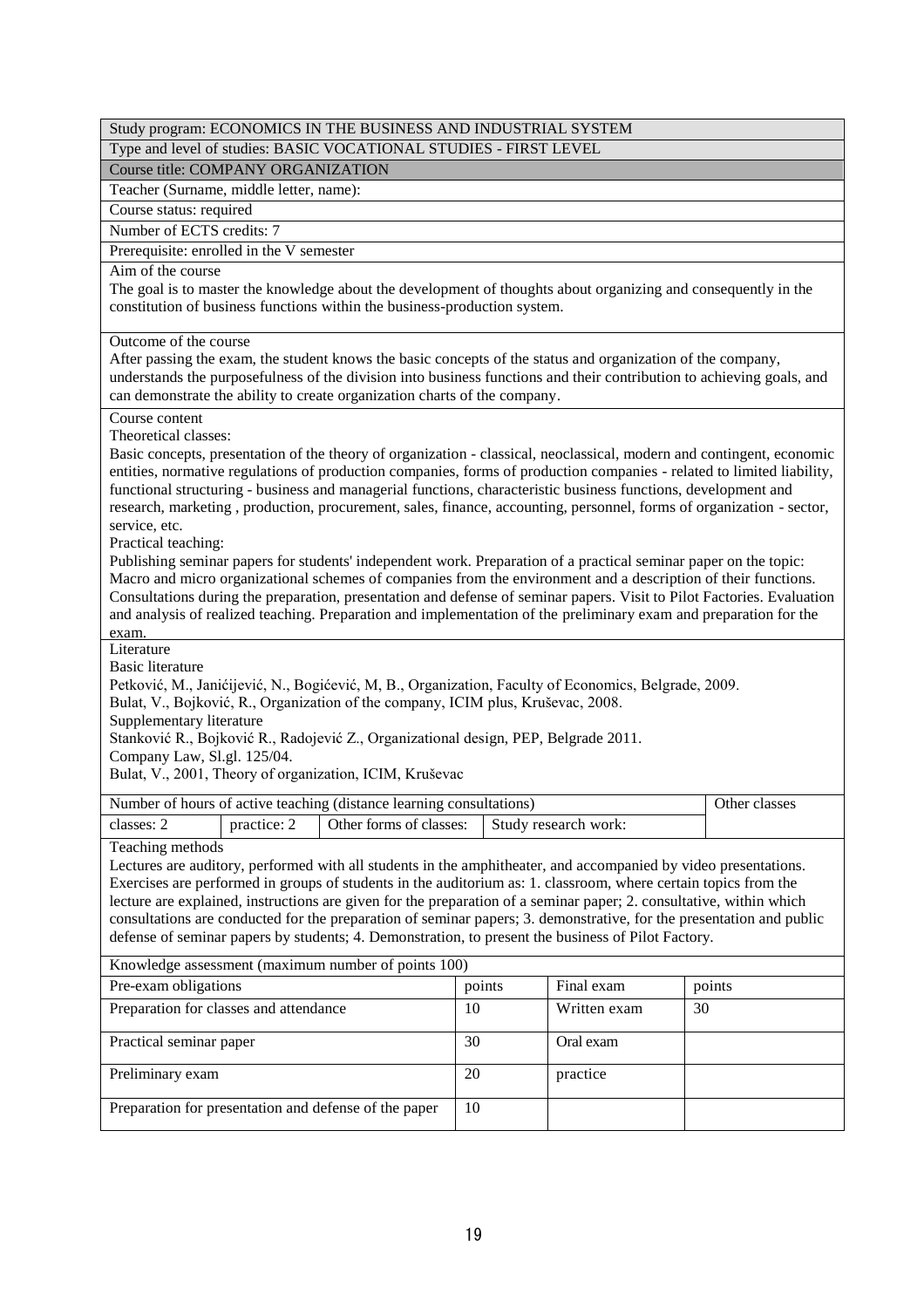Study program: ECONOMICS IN THE BUSINESS AND INDUSTRIAL SYSTEM

Type and level of studies: BASIC VOCATIONAL STUDIES - FIRST LEVEL

Course title: COMPANY ORGANIZATION

Teacher (Surname, middle letter, name):

Course status: required

Number of ECTS credits: 7

Prerequisite: enrolled in the V semester

Aim of the course

The goal is to master the knowledge about the development of thoughts about organizing and consequently in the constitution of business functions within the business-production system.

Outcome of the course

After passing the exam, the student knows the basic concepts of the status and organization of the company, understands the purposefulness of the division into business functions and their contribution to achieving goals, and can demonstrate the ability to create organization charts of the company.

Course content

Theoretical classes:

Basic concepts, presentation of the theory of organization - classical, neoclassical, modern and contingent, economic entities, normative regulations of production companies, forms of production companies - related to limited liability, functional structuring - business and managerial functions, characteristic business functions, development and research, marketing , production, procurement, sales, finance, accounting, personnel, forms of organization - sector, service, etc.

Practical teaching:

Publishing seminar papers for students' independent work. Preparation of a practical seminar paper on the topic: Macro and micro organizational schemes of companies from the environment and a description of their functions. Consultations during the preparation, presentation and defense of seminar papers. Visit to Pilot Factories. Evaluation and analysis of realized teaching. Preparation and implementation of the preliminary exam and preparation for the exam.

Literature

Basic literature

Petković, M., Janićijević, N., Bogićević, M, B., Organization, Faculty of Economics, Belgrade, 2009.
Bulat, V., Bojković, R., Organization of the company, ICIM plus, Kruševac, 2008.

Supplementary literature

Stanković R., Bojković R., Radojević Z., Organizational design, PEP, Belgrade 2011.
Company Law, Sl.gl. 125/04.
Bulat, V., 2001, Theory of organization, ICIM, Kruševac

| Number of hours of active teaching (distance learning consultations) | | | | Other classes |
|---|---|---|---|---|
| classes: 2 | practice: 2 | Other forms of classes: | Study research work: | |

Teaching methods

Lectures are auditory, performed with all students in the amphitheater, and accompanied by video presentations. Exercises are performed in groups of students in the auditorium as: 1. classroom, where certain topics from the lecture are explained, instructions are given for the preparation of a seminar paper; 2. consultative, within which consultations are conducted for the preparation of seminar papers; 3. demonstrative, for the presentation and public defense of seminar papers by students; 4. Demonstration, to present the business of Pilot Factory.

Knowledge assessment (maximum number of points 100)

| Pre-exam obligations | points | Final exam | points |
|---|---|---|---|
| Preparation for classes and attendance | 10 | Written exam | 30 |
| Practical seminar paper | 30 | Oral exam | |
| Preliminary exam | 20 | practice | |
| Preparation for presentation and defense of the paper | 10 | | |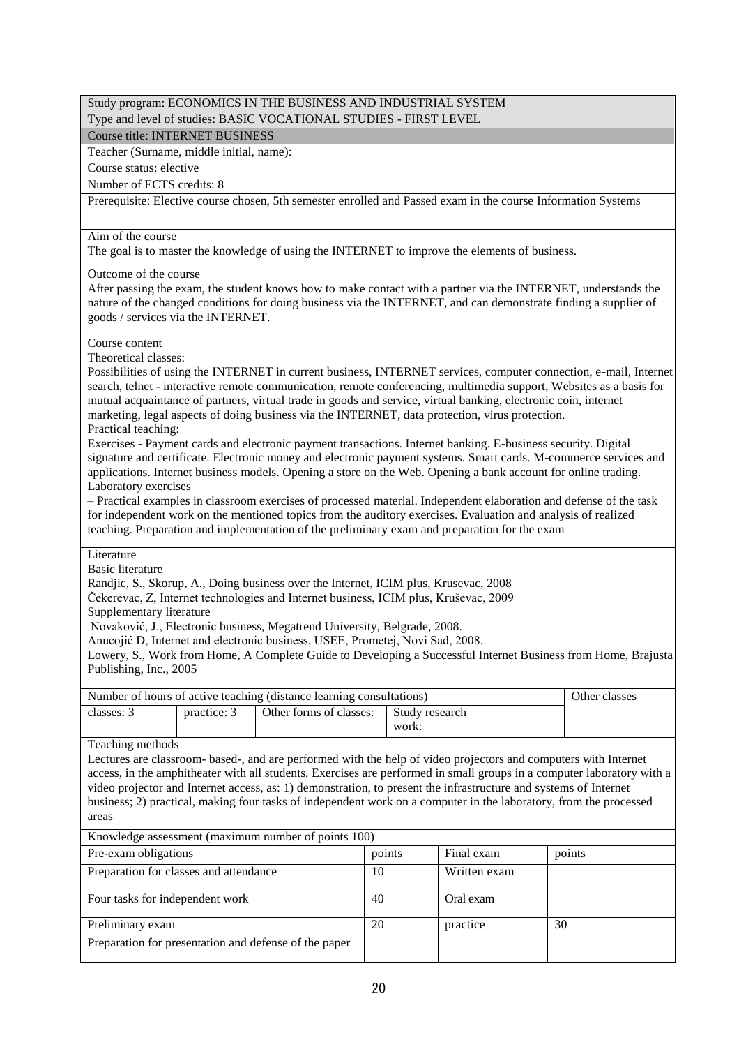Study program: ECONOMICS IN THE BUSINESS AND INDUSTRIAL SYSTEM

Type and level of studies: BASIC VOCATIONAL STUDIES - FIRST LEVEL

Course title: INTERNET BUSINESS

Teacher (Surname, middle initial, name):

Course status: elective

Number of ECTS credits: 8

Prerequisite: Elective course chosen, 5th semester enrolled and Passed exam in the course Information Systems

Aim of the course

The goal is to master the knowledge of using the INTERNET to improve the elements of business.

Outcome of the course

After passing the exam, the student knows how to make contact with a partner via the INTERNET, understands the nature of the changed conditions for doing business via the INTERNET, and can demonstrate finding a supplier of goods / services via the INTERNET.

Course content

Theoretical classes:

Possibilities of using the INTERNET in current business, INTERNET services, computer connection, e-mail, Internet search, telnet - interactive remote communication, remote conferencing, multimedia support, Websites as a basis for mutual acquaintance of partners, virtual trade in goods and service, virtual banking, electronic coin, internet marketing, legal aspects of doing business via the INTERNET, data protection, virus protection.

Practical teaching:

Exercises - Payment cards and electronic payment transactions. Internet banking. E-business security. Digital signature and certificate. Electronic money and electronic payment systems. Smart cards. M-commerce services and applications. Internet business models. Opening a store on the Web. Opening a bank account for online trading.

Laboratory exercises

– Practical examples in classroom exercises of processed material. Independent elaboration and defense of the task for independent work on the mentioned topics from the auditory exercises. Evaluation and analysis of realized teaching. Preparation and implementation of the preliminary exam and preparation for the exam

Literature

Basic literature

Randjic, S., Skorup, A., Doing business over the Internet, ICIM plus, Krusevac, 2008

Čekerevac, Z, Internet technologies and Internet business, ICIM plus, Kruševac, 2009

Supplementary literature

Novaković, J., Electronic business, Megatrend University, Belgrade, 2008.

Anucojić D, Internet and electronic business, USEE, Prometej, Novi Sad, 2008.

Lowery, S., Work from Home, A Complete Guide to Developing a Successful Internet Business from Home, Brajusta Publishing, Inc., 2005

| Number of hours of active teaching (distance learning consultations) | | | | Other classes |
|---|---|---|---|---|
| classes: 3 | practice: 3 | Other forms of classes: | Study research work: | |

Teaching methods

Lectures are classroom- based-, and are performed with the help of video projectors and computers with Internet access, in the amphitheater with all students. Exercises are performed in small groups in a computer laboratory with a video projector and Internet access, as: 1) demonstration, to present the infrastructure and systems of Internet business; 2) practical, making four tasks of independent work on a computer in the laboratory, from the processed areas

| Knowledge assessment (maximum number of points 100) | | | |
|---|---|---|---|
| Pre-exam obligations | points | Final exam | points |
| Preparation for classes and attendance | 10 | Written exam | |
| Four tasks for independent work | 40 | Oral exam | |
| Preliminary exam | 20 | practice | 30 |
| Preparation for presentation and defense of the paper | | | |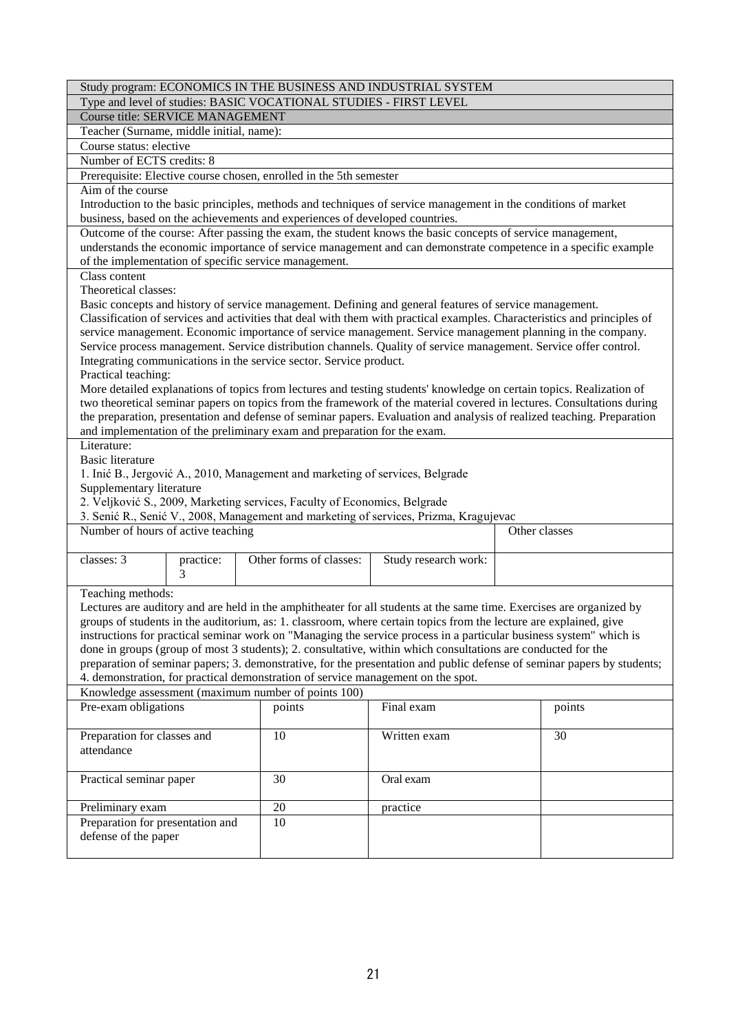Study program: ECONOMICS IN THE BUSINESS AND INDUSTRIAL SYSTEM

Type and level of studies: BASIC VOCATIONAL STUDIES - FIRST LEVEL

Course title: SERVICE MANAGEMENT

Teacher (Surname, middle initial, name):

Course status: elective

Number of ECTS credits: 8

Prerequisite: Elective course chosen, enrolled in the 5th semester

Aim of the course

Introduction to the basic principles, methods and techniques of service management in the conditions of market business, based on the achievements and experiences of developed countries.

Outcome of the course: After passing the exam, the student knows the basic concepts of service management, understands the economic importance of service management and can demonstrate competence in a specific example of the implementation of specific service management.

Class content

Theoretical classes:

Basic concepts and history of service management. Defining and general features of service management. Classification of services and activities that deal with them with practical examples. Characteristics and principles of service management. Economic importance of service management. Service management planning in the company. Service process management. Service distribution channels. Quality of service management. Service offer control. Integrating communications in the service sector. Service product.

Practical teaching:

More detailed explanations of topics from lectures and testing students' knowledge on certain topics. Realization of two theoretical seminar papers on topics from the framework of the material covered in lectures. Consultations during the preparation, presentation and defense of seminar papers. Evaluation and analysis of realized teaching. Preparation and implementation of the preliminary exam and preparation for the exam.

Literature:

Basic literature

1. Inić B., Jergović A., 2010, Management and marketing of services, Belgrade

Supplementary literature

2. Veljković S., 2009, Marketing services, Faculty of Economics, Belgrade
3. Senić R., Senić V., 2008, Management and marketing of services, Prizma, Kragujevac

| Number of hours of active teaching | | | | Other classes |
|---|---|---|---|---|
| classes: 3 | practice: 3 | Other forms of classes: | Study research work: | |

Teaching methods:

Lectures are auditory and are held in the amphitheater for all students at the same time. Exercises are organized by groups of students in the auditorium, as: 1. classroom, where certain topics from the lecture are explained, give instructions for practical seminar work on "Managing the service process in a particular business system" which is done in groups (group of most 3 students); 2. consultative, within which consultations are conducted for the preparation of seminar papers; 3. demonstrative, for the presentation and public defense of seminar papers by students; 4. demonstration, for practical demonstration of service management on the spot.

Knowledge assessment (maximum number of points 100)

| Pre-exam obligations | points | Final exam | points |
|---|---|---|---|
| Preparation for classes and attendance | 10 | Written exam | 30 |
| Practical seminar paper | 30 | Oral exam | |
| Preliminary exam | 20 | practice | |
| Preparation for presentation and defense of the paper | 10 | | |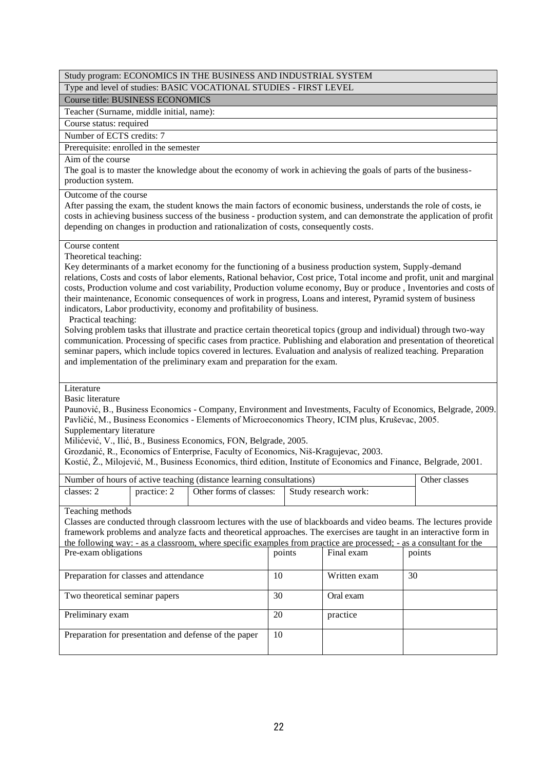Study program: ECONOMICS IN THE BUSINESS AND INDUSTRIAL SYSTEM

Type and level of studies: BASIC VOCATIONAL STUDIES - FIRST LEVEL

Course title: BUSINESS ECONOMICS

Teacher (Surname, middle initial, name):

Course status: required

Number of ECTS credits: 7

Prerequisite: enrolled in the semester

Aim of the course

The goal is to master the knowledge about the economy of work in achieving the goals of parts of the business-production system.

Outcome of the course

After passing the exam, the student knows the main factors of economic business, understands the role of costs, ie costs in achieving business success of the business - production system, and can demonstrate the application of profit depending on changes in production and rationalization of costs, consequently costs.

Course content

Theoretical teaching:

Key determinants of a market economy for the functioning of a business production system, Supply-demand relations, Costs and costs of labor elements, Rational behavior, Cost price, Total income and profit, unit and marginal costs, Production volume and cost variability, Production volume economy, Buy or produce , Inventories and costs of their maintenance, Economic consequences of work in progress, Loans and interest, Pyramid system of business indicators, Labor productivity, economy and profitability of business.

Practical teaching:

Solving problem tasks that illustrate and practice certain theoretical topics (group and individual) through two-way communication. Processing of specific cases from practice. Publishing and elaboration and presentation of theoretical seminar papers, which include topics covered in lectures. Evaluation and analysis of realized teaching. Preparation and implementation of the preliminary exam and preparation for the exam.

Literature

Basic literature

Paunović, B., Business Economics - Company, Environment and Investments, Faculty of Economics, Belgrade, 2009.
Pavličić, M., Business Economics - Elements of Microeconomics Theory, ICIM plus, Kruševac, 2005.

Supplementary literature

Milićević, V., Ilić, B., Business Economics, FON, Belgrade, 2005.
Grozdanić, R., Economics of Enterprise, Faculty of Economics, Niš-Kragujevac, 2003.
Kostić, Ž., Milojević, M., Business Economics, third edition, Institute of Economics and Finance, Belgrade, 2001.

| Number of hours of active teaching (distance learning consultations) | | | | Other classes |
|---|---|---|---|---|
| classes: 2 | practice: 2 | Other forms of classes: | Study research work: | |

Teaching methods

Classes are conducted through classroom lectures with the use of blackboards and video beams. The lectures provide framework problems and analyze facts and theoretical approaches. The exercises are taught in an interactive form in the following way: - as a classroom, where specific examples from practice are processed; - as a consultant for the

| Pre-exam obligations | points | Final exam | points |
|---|---|---|---|
| Preparation for classes and attendance | 10 | Written exam | 30 |
| Two theoretical seminar papers | 30 | Oral exam | |
| Preliminary exam | 20 | practice | |
| Preparation for presentation and defense of the paper | 10 | | |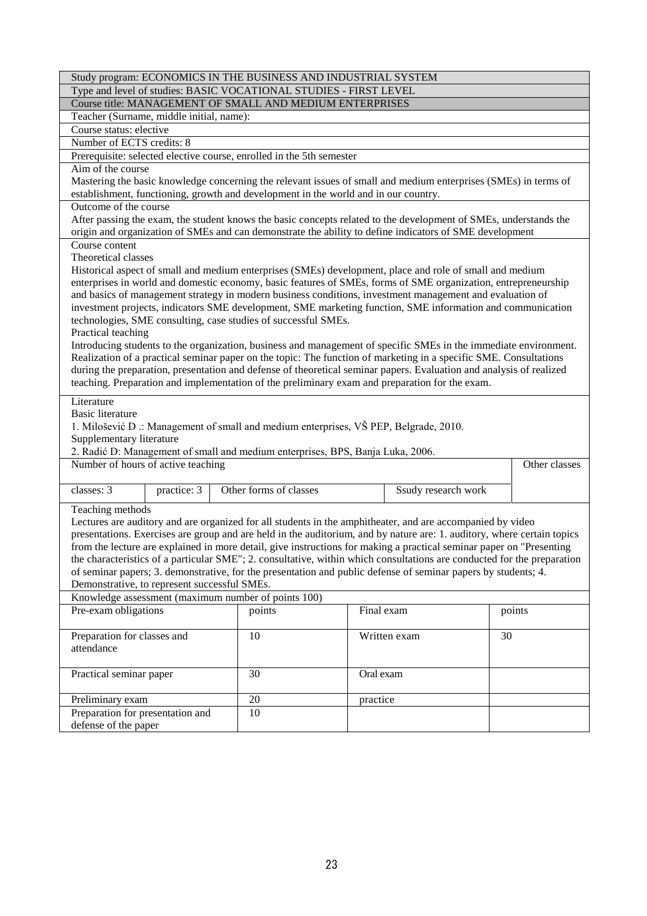Study program: ECONOMICS IN THE BUSINESS AND INDUSTRIAL SYSTEM

Type and level of studies: BASIC VOCATIONAL STUDIES - FIRST LEVEL

Course title: MANAGEMENT OF SMALL AND MEDIUM ENTERPRISES

Teacher (Surname, middle initial, name):

Course status: elective

Number of ECTS credits: 8

Prerequisite: selected elective course, enrolled in the 5th semester

Aim of the course

Mastering the basic knowledge concerning the relevant issues of small and medium enterprises (SMEs) in terms of establishment, functioning, growth and development in the world and in our country.

Outcome of the course

After passing the exam, the student knows the basic concepts related to the development of SMEs, understands the origin and organization of SMEs and can demonstrate the ability to define indicators of SME development

Course content

Theoretical classes

Historical aspect of small and medium enterprises (SMEs) development, place and role of small and medium enterprises in world and domestic economy, basic features of SMEs, forms of SME organization, entrepreneurship and basics of management strategy in modern business conditions, investment management and evaluation of investment projects, indicators SME development, SME marketing function, SME information and communication technologies, SME consulting, case studies of successful SMEs.

Practical teaching

Introducing students to the organization, business and management of specific SMEs in the immediate environment. Realization of a practical seminar paper on the topic: The function of marketing in a specific SME. Consultations during the preparation, presentation and defense of theoretical seminar papers. Evaluation and analysis of realized teaching. Preparation and implementation of the preliminary exam and preparation for the exam.

Literature

Basic literature

1. Milošević D .: Management of small and medium enterprises, VŠ PEP, Belgrade, 2010.

Supplementary literature

2. Radić D: Management of small and medium enterprises, BPS, Banja Luka, 2006.

| Number of hours of active teaching | | | | Other classes |
|---|---|---|---|---|
| classes: 3 | practice: 3 | Other forms of classes | Ssudy research work | |

Teaching methods

Lectures are auditory and are organized for all students in the amphitheater, and are accompanied by video presentations. Exercises are group and are held in the auditorium, and by nature are: 1. auditory, where certain topics from the lecture are explained in more detail, give instructions for making a practical seminar paper on "Presenting the characteristics of a particular SME"; 2. consultative, within which consultations are conducted for the preparation of seminar papers; 3. demonstrative, for the presentation and public defense of seminar papers by students; 4. Demonstrative, to represent successful SMEs.

Knowledge assessment (maximum number of points 100)

| Pre-exam obligations | points | Final exam | points |
|---|---|---|---|
| Preparation for classes and attendance | 10 | Written exam | 30 |
| Practical seminar paper | 30 | Oral exam | |
| Preliminary exam | 20 | practice | |
| Preparation for presentation and defense of the paper | 10 | | |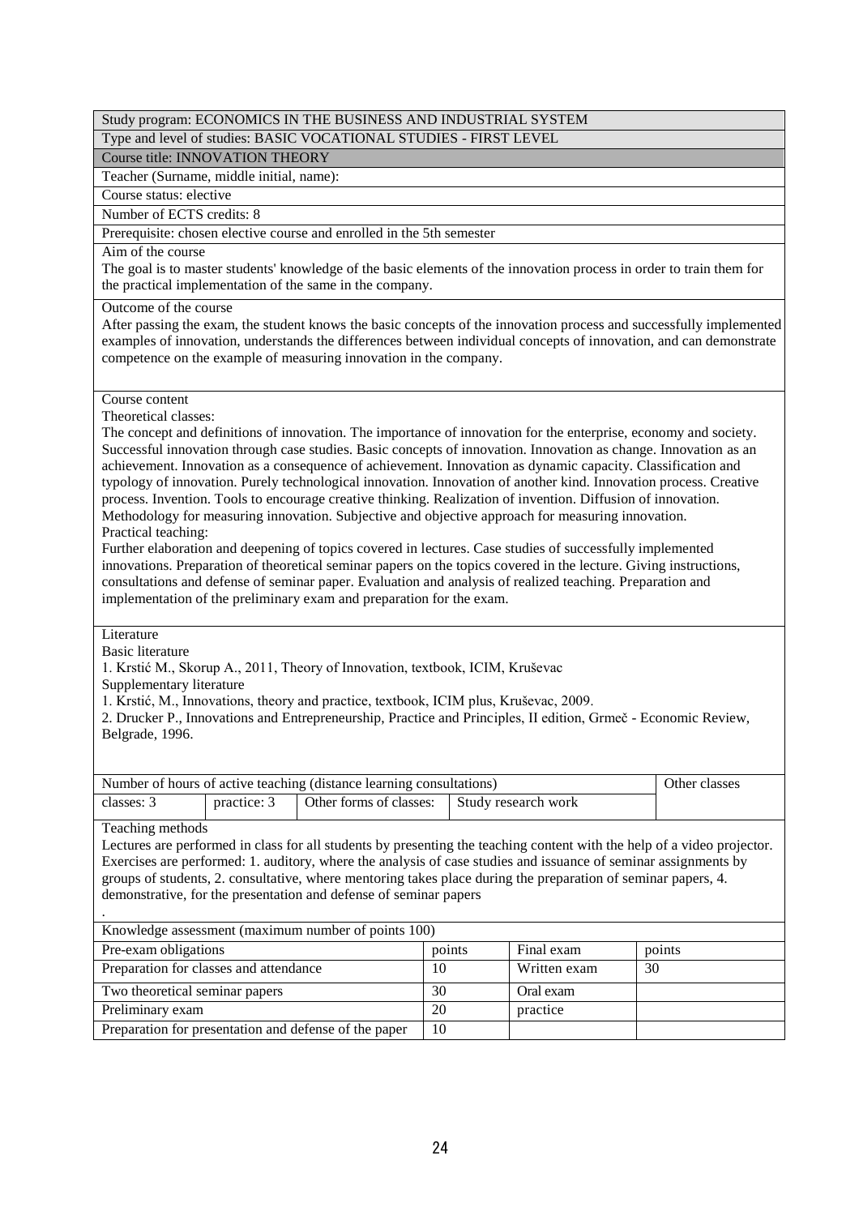Study program: ECONOMICS IN THE BUSINESS AND INDUSTRIAL SYSTEM

Type and level of studies: BASIC VOCATIONAL STUDIES - FIRST LEVEL

Course title: INNOVATION THEORY

Teacher (Surname, middle initial, name):

Course status: elective

Number of ECTS credits: 8

Prerequisite: chosen elective course and enrolled in the 5th semester

Aim of the course

The goal is to master students' knowledge of the basic elements of the innovation process in order to train them for the practical implementation of the same in the company.

Outcome of the course

After passing the exam, the student knows the basic concepts of the innovation process and successfully implemented examples of innovation, understands the differences between individual concepts of innovation, and can demonstrate competence on the example of measuring innovation in the company.

Course content

Theoretical classes:

The concept and definitions of innovation. The importance of innovation for the enterprise, economy and society. Successful innovation through case studies. Basic concepts of innovation. Innovation as change. Innovation as an achievement. Innovation as a consequence of achievement. Innovation as dynamic capacity. Classification and typology of innovation. Purely technological innovation. Innovation of another kind. Innovation process. Creative process. Invention. Tools to encourage creative thinking. Realization of invention. Diffusion of innovation. Methodology for measuring innovation. Subjective and objective approach for measuring innovation.

Practical teaching:

Further elaboration and deepening of topics covered in lectures. Case studies of successfully implemented innovations. Preparation of theoretical seminar papers on the topics covered in the lecture. Giving instructions, consultations and defense of seminar paper. Evaluation and analysis of realized teaching. Preparation and implementation of the preliminary exam and preparation for the exam.

Literature

Basic literature

1. Krstić M., Skorup A., 2011, Theory of Innovation, textbook, ICIM, Kruševac

Supplementary literature

1. Krstić, M., Innovations, theory and practice, textbook, ICIM plus, Kruševac, 2009.
2. Drucker P., Innovations and Entrepreneurship, Practice and Principles, II edition, Grmeč - Economic Review, Belgrade, 1996.

| Number of hours of active teaching (distance learning consultations) | | | | Other classes |
|---|---|---|---|---|
| classes: 3 | practice: 3 | Other forms of classes: | Study research work | |

Teaching methods

Lectures are performed in class for all students by presenting the teaching content with the help of a video projector. Exercises are performed: 1. auditory, where the analysis of case studies and issuance of seminar assignments by groups of students, 2. consultative, where mentoring takes place during the preparation of seminar papers, 4. demonstrative, for the presentation and defense of seminar papers

.

| Knowledge assessment (maximum number of points 100) | | | |
|---|---|---|---|
| Pre-exam obligations | points | Final exam | points |
| Preparation for classes and attendance | 10 | Written exam | 30 |
| Two theoretical seminar papers | 30 | Oral exam | |
| Preliminary exam | 20 | practice | |
| Preparation for presentation and defense of the paper | 10 | | |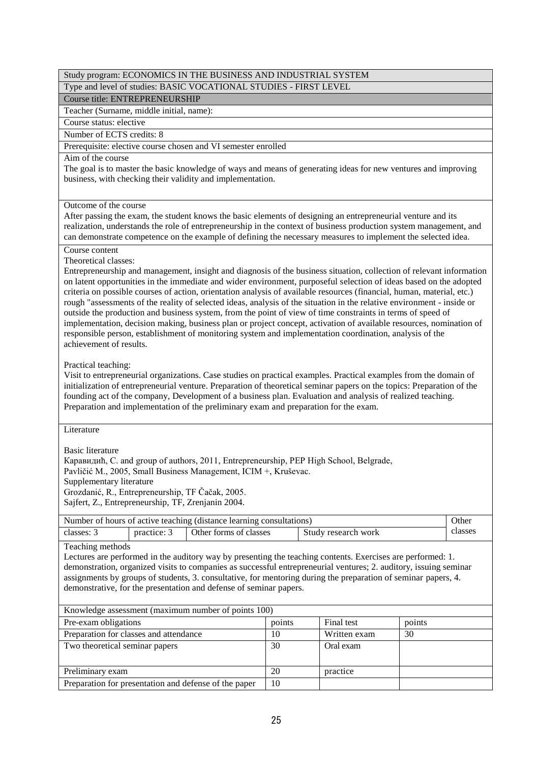Study program: ECONOMICS IN THE BUSINESS AND INDUSTRIAL SYSTEM

Type and level of studies: BASIC VOCATIONAL STUDIES - FIRST LEVEL

Course title: ENTREPRENEURSHIP

Teacher (Surname, middle initial, name):

Course status: elective

Number of ECTS credits: 8

Prerequisite: elective course chosen and VI semester enrolled

Aim of the course

The goal is to master the basic knowledge of ways and means of generating ideas for new ventures and improving business, with checking their validity and implementation.

Outcome of the course

After passing the exam, the student knows the basic elements of designing an entrepreneurial venture and its realization, understands the role of entrepreneurship in the context of business production system management, and can demonstrate competence on the example of defining the necessary measures to implement the selected idea.

Course content

Theoretical classes:

Entrepreneurship and management, insight and diagnosis of the business situation, collection of relevant information on latent opportunities in the immediate and wider environment, purposeful selection of ideas based on the adopted criteria on possible courses of action, orientation analysis of available resources (financial, human, material, etc.) rough "assessments of the reality of selected ideas, analysis of the situation in the relative environment - inside or outside the production and business system, from the point of view of time constraints in terms of speed of implementation, decision making, business plan or project concept, activation of available resources, nomination of responsible person, establishment of monitoring system and implementation coordination, analysis of the achievement of results.

Practical teaching:

Visit to entrepreneurial organizations. Case studies on practical examples. Practical examples from the domain of initialization of entrepreneurial venture. Preparation of theoretical seminar papers on the topics: Preparation of the founding act of the company, Development of a business plan. Evaluation and analysis of realized teaching. Preparation and implementation of the preliminary exam and preparation for the exam.

Literature

Basic literature

Каравидић, С. and group of authors, 2011, Entrepreneurship, PEP High School, Belgrade,

Pavličić M., 2005, Small Business Management, ICIM +, Kruševac.

Supplementary literature

Grozdanić, R., Entrepreneurship, TF Čačak, 2005.

Sajfert, Z., Entrepreneurship, TF, Zrenjanin 2004.

| Number of hours of active teaching (distance learning consultations) | | | | Other classes |
|---|---|---|---|---|
| classes: 3 | practice: 3 | Other forms of classes | Study research work | |

Teaching methods

Lectures are performed in the auditory way by presenting the teaching contents. Exercises are performed: 1. demonstration, organized visits to companies as successful entrepreneurial ventures; 2. auditory, issuing seminar assignments by groups of students, 3. consultative, for mentoring during the preparation of seminar papers, 4. demonstrative, for the presentation and defense of seminar papers.

| Knowledge assessment (maximum number of points 100) | | | |
|---|---|---|---|
| Pre-exam obligations | points | Final test | points |
| Preparation for classes and attendance | 10 | Written exam | 30 |
| Two theoretical seminar papers | 30 | Oral exam | |
| Preliminary exam | 20 | practice | |
| Preparation for presentation and defense of the paper | 10 | | |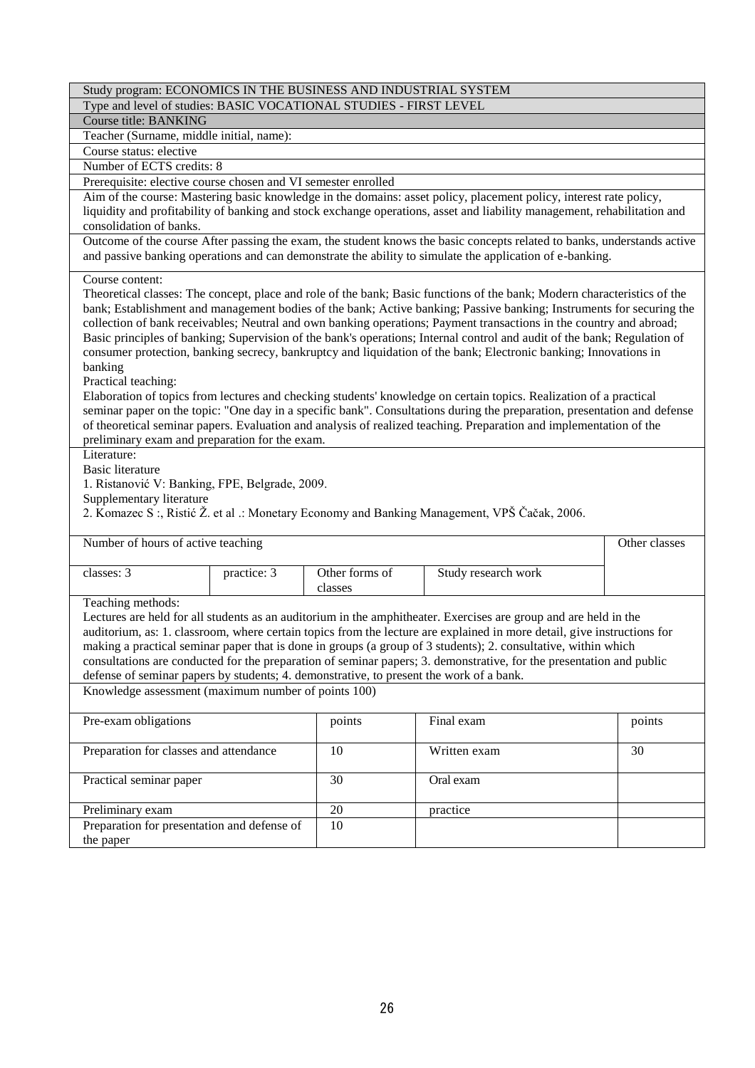| Study program: ECONOMICS IN THE BUSINESS AND INDUSTRIAL SYSTEM | | | | |
|---|---|---|---|---|
| Type and level of studies: BASIC VOCATIONAL STUDIES - FIRST LEVEL | | | | |
| Course title: BANKING | | | | |
| Teacher (Surname, middle initial, name): | | | | |
| Course status: elective | | | | |
| Number of ECTS credits: 8 | | | | |
| Prerequisite: elective course chosen and VI semester enrolled | | | | |
| Aim of the course: Mastering basic knowledge in the domains: asset policy, placement policy, interest rate policy, liquidity and profitability of banking and stock exchange operations, asset and liability management, rehabilitation and consolidation of banks. | | | | |
| Outcome of the course After passing the exam, the student knows the basic concepts related to banks, understands active and passive banking operations and can demonstrate the ability to simulate the application of e-banking. | | | | |
| Course content:<br>Theoretical classes: The concept, place and role of the bank; Basic functions of the bank; Modern characteristics of the bank; Establishment and management bodies of the bank; Active banking; Passive banking; Instruments for securing the collection of bank receivables; Neutral and own banking operations; Payment transactions in the country and abroad; Basic principles of banking; Supervision of the bank's operations; Internal control and audit of the bank; Regulation of consumer protection, banking secrecy, bankruptcy and liquidation of the bank; Electronic banking; Innovations in banking<br>Practical teaching:<br>Elaboration of topics from lectures and checking students' knowledge on certain topics. Realization of a practical seminar paper on the topic: "One day in a specific bank". Consultations during the preparation, presentation and defense of theoretical seminar papers. Evaluation and analysis of realized teaching. Preparation and implementation of the preliminary exam and preparation for the exam. | | | | |
| Literature:<br>Basic literature<br>1. Ristanović V: Banking, FPE, Belgrade, 2009.<br>Supplementary literature<br>2. Komazec S :, Ristić Ž. et al .: Monetary Economy and Banking Management, VPŠ Čačak, 2006. | | | | |
| Number of hours of active teaching | | | | Other classes |
| classes: 3 | practice: 3 | Other forms of classes | Study research work | |
| Teaching methods:<br>Lectures are held for all students as an auditorium in the amphitheater. Exercises are group and are held in the auditorium, as: 1. classroom, where certain topics from the lecture are explained in more detail, give instructions for making a practical seminar paper that is done in groups (a group of 3 students); 2. consultative, within which consultations are conducted for the preparation of seminar papers; 3. demonstrative, for the presentation and public defense of seminar papers by students; 4. demonstrative, to present the work of a bank. | | | | |
| Knowledge assessment (maximum number of points 100) | | | | |

| Pre-exam obligations | points | Final exam | points |
|---|---|---|---|
| Preparation for classes and attendance | 10 | Written exam | 30 |
| Practical seminar paper | 30 | Oral exam | |
| Preliminary exam | 20 | practice | |
| Preparation for presentation and defense of the paper | 10 | | |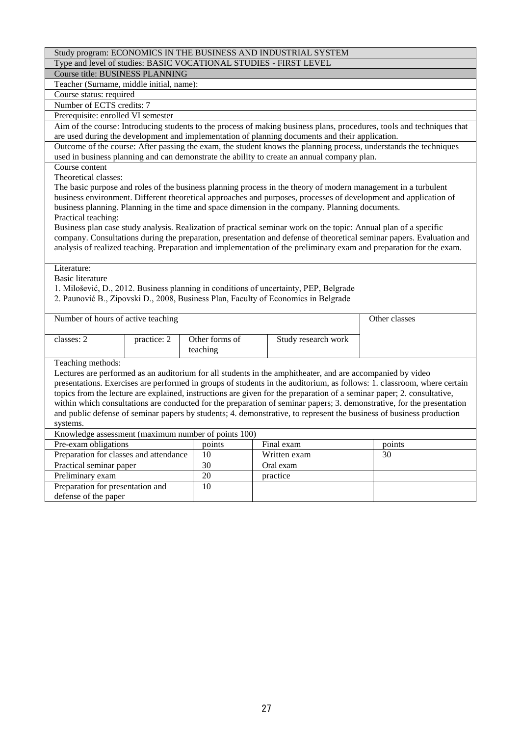Study program: ECONOMICS IN THE BUSINESS AND INDUSTRIAL SYSTEM

Type and level of studies: BASIC VOCATIONAL STUDIES - FIRST LEVEL

Course title: BUSINESS PLANNING

Teacher (Surname, middle initial, name):

Course status: required

Number of ECTS credits: 7

Prerequisite: enrolled VI semester

Aim of the course: Introducing students to the process of making business plans, procedures, tools and techniques that are used during the development and implementation of planning documents and their application.

Outcome of the course: After passing the exam, the student knows the planning process, understands the techniques used in business planning and can demonstrate the ability to create an annual company plan.

Course content

Theoretical classes:

The basic purpose and roles of the business planning process in the theory of modern management in a turbulent business environment. Different theoretical approaches and purposes, processes of development and application of business planning. Planning in the time and space dimension in the company. Planning documents.

Practical teaching:

Business plan case study analysis. Realization of practical seminar work on the topic: Annual plan of a specific company. Consultations during the preparation, presentation and defense of theoretical seminar papers. Evaluation and analysis of realized teaching. Preparation and implementation of the preliminary exam and preparation for the exam.

Literature:

Basic literature

1. Milošević, D., 2012. Business planning in conditions of uncertainty, PEP, Belgrade
2. Paunović B., Zipovski D., 2008, Business Plan, Faculty of Economics in Belgrade

| Number of hours of active teaching | | | | Other classes |
|---|---|---|---|---|
| classes: 2 | practice: 2 | Other forms of teaching | Study research work | |

Teaching methods:

Lectures are performed as an auditorium for all students in the amphitheater, and are accompanied by video presentations. Exercises are performed in groups of students in the auditorium, as follows: 1. classroom, where certain topics from the lecture are explained, instructions are given for the preparation of a seminar paper; 2. consultative, within which consultations are conducted for the preparation of seminar papers; 3. demonstrative, for the presentation and public defense of seminar papers by students; 4. demonstrative, to represent the business of business production systems.

| Knowledge assessment (maximum number of points 100) | | | |
|---|---|---|---|
| Pre-exam obligations | points | Final exam | points |
| Preparation for classes and attendance | 10 | Written exam | 30 |
| Practical seminar paper | 30 | Oral exam | |
| Preliminary exam | 20 | practice | |
| Preparation for presentation and defense of the paper | 10 | | |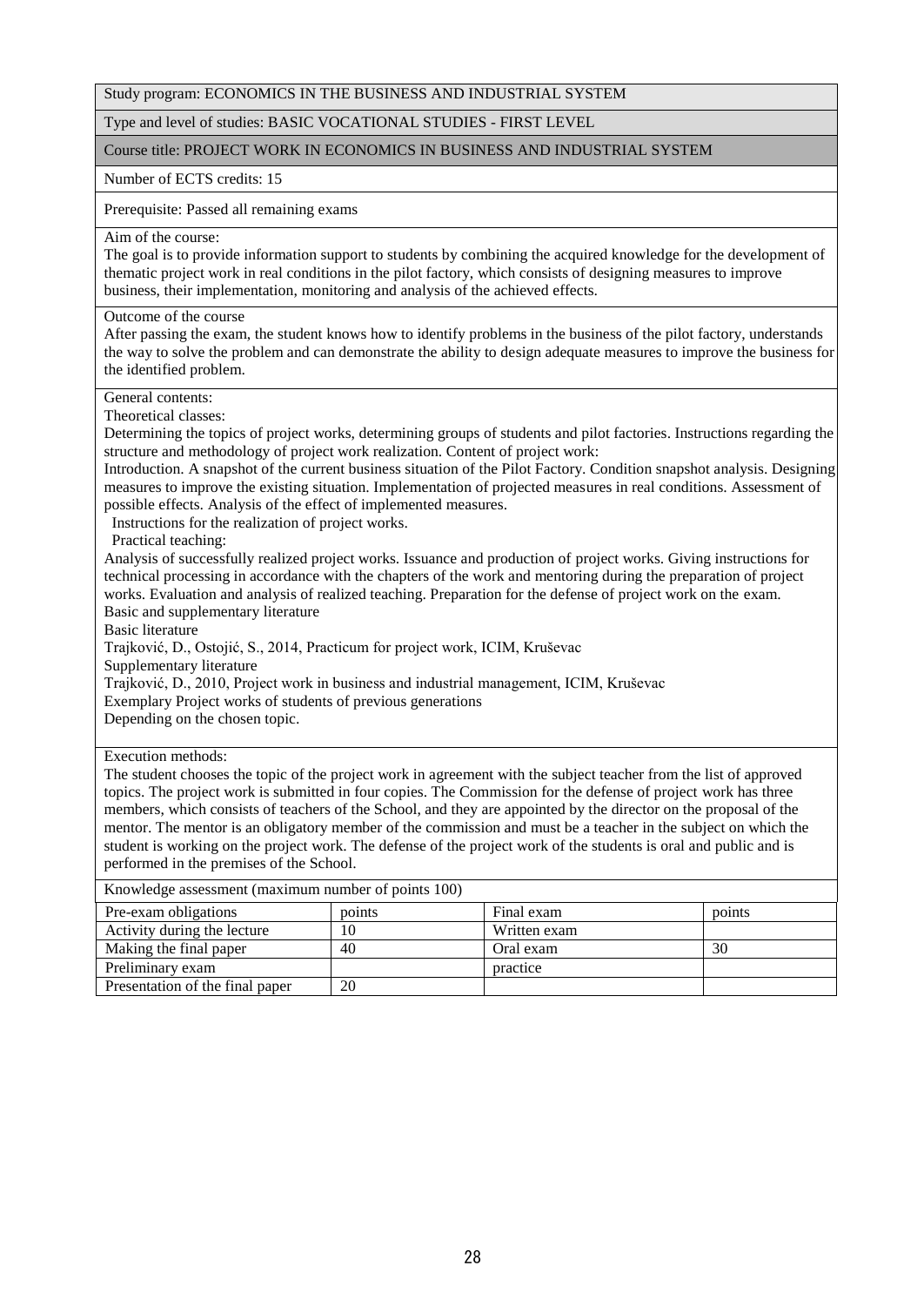Study program: ECONOMICS IN THE BUSINESS AND INDUSTRIAL SYSTEM

Type and level of studies: BASIC VOCATIONAL STUDIES - FIRST LEVEL

Course title: PROJECT WORK IN ECONOMICS IN BUSINESS AND INDUSTRIAL SYSTEM

Number of ECTS credits: 15

Prerequisite: Passed all remaining exams

Aim of the course:
The goal is to provide information support to students by combining the acquired knowledge for the development of thematic project work in real conditions in the pilot factory, which consists of designing measures to improve business, their implementation, monitoring and analysis of the achieved effects.

Outcome of the course
After passing the exam, the student knows how to identify problems in the business of the pilot factory, understands the way to solve the problem and can demonstrate the ability to design adequate measures to improve the business for the identified problem.

General contents:
Theoretical classes:
Determining the topics of project works, determining groups of students and pilot factories. Instructions regarding the structure and methodology of project work realization. Content of project work:
Introduction. A snapshot of the current business situation of the Pilot Factory. Condition snapshot analysis. Designing measures to improve the existing situation. Implementation of projected measures in real conditions. Assessment of possible effects. Analysis of the effect of implemented measures.
Instructions for the realization of project works.
Practical teaching:
Analysis of successfully realized project works. Issuance and production of project works. Giving instructions for technical processing in accordance with the chapters of the work and mentoring during the preparation of project works. Evaluation and analysis of realized teaching. Preparation for the defense of project work on the exam.
Basic and supplementary literature
Basic literature
Trajković, D., Ostojić, S., 2014, Practicum for project work, ICIM, Kruševac
Supplementary literature
Trajković, D., 2010, Project work in business and industrial management, ICIM, Kruševac
Exemplary Project works of students of previous generations
Depending on the chosen topic.

Execution methods:
The student chooses the topic of the project work in agreement with the subject teacher from the list of approved topics. The project work is submitted in four copies. The Commission for the defense of project work has three members, which consists of teachers of the School, and they are appointed by the director on the proposal of the mentor. The mentor is an obligatory member of the commission and must be a teacher in the subject on which the student is working on the project work. The defense of the project work of the students is oral and public and is performed in the premises of the School.

Knowledge assessment (maximum number of points 100)

| Pre-exam obligations | points | Final exam | points |
|---|---|---|---|
| Activity during the lecture | 10 | Written exam | |
| Making the final paper | 40 | Oral exam | 30 |
| Preliminary exam | | practice | |
| Presentation of the final paper | 20 | | |